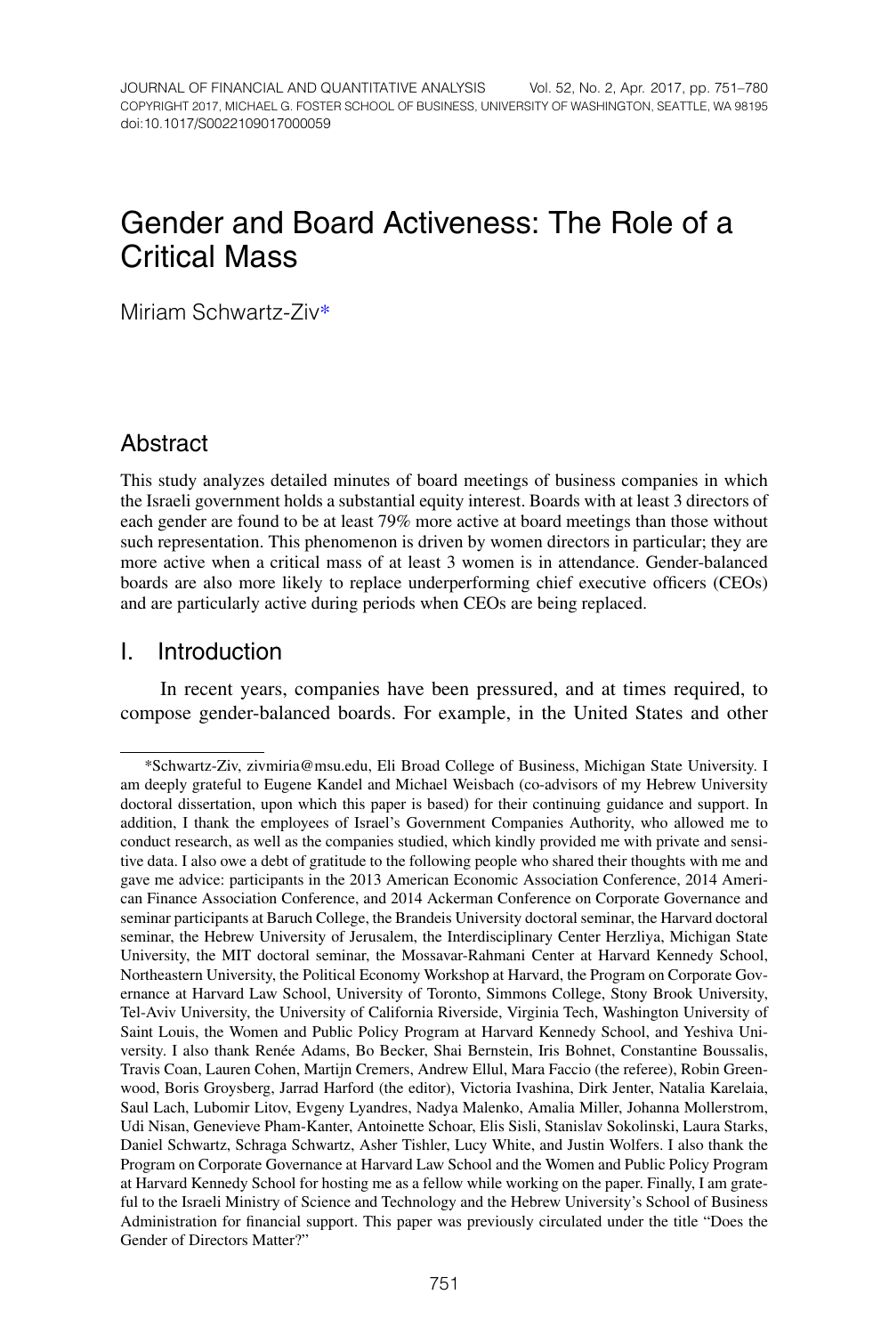# Gender and Board Activeness: The Role of a Critical Mass

Miriam Schwartz-Ziv*

## Abstract

This study analyzes detailed minutes of board meetings of business companies in which the Israeli government holds a substantial equity interest. Boards with at least 3 directors of each gender are found to be at least 79% more active at board meetings than those without such representation. This phenomenon is driven by women directors in particular; they are more active when a critical mass of at least 3 women is in attendance. Gender-balanced boards are also more likely to replace underperforming chief executive officers (CEOs) and are particularly active during periods when CEOs are being replaced.

## I. Introduction

In recent years, companies have been pressured, and at times required, to compose gender-balanced boards. For example, in the United States and other

*Schwartz-Ziv, zivmiria@msu.edu, Eli Broad College of Business, Michigan State University. I am deeply grateful to Eugene Kandel and Michael Weisbach (co-advisors of my Hebrew University doctoral dissertation, upon which this paper is based) for their continuing guidance and support. In addition, I thank the employees of Israel's Government Companies Authority, who allowed me to conduct research, as well as the companies studied, which kindly provided me with private and sensitive data. I also owe a debt of gratitude to the following people who shared their thoughts with me and gave me advice: participants in the 2013 American Economic Association Conference, 2014 American Finance Association Conference, and 2014 Ackerman Conference on Corporate Governance and seminar participants at Baruch College, the Brandeis University doctoral seminar, the Harvard doctoral seminar, the Hebrew University of Jerusalem, the Interdisciplinary Center Herzliya, Michigan State University, the MIT doctoral seminar, the Mossavar-Rahmani Center at Harvard Kennedy School, Northeastern University, the Political Economy Workshop at Harvard, the Program on Corporate Governance at Harvard Law School, University of Toronto, Simmons College, Stony Brook University, Tel-Aviv University, the University of California Riverside, Virginia Tech, Washington University of Saint Louis, the Women and Public Policy Program at Harvard Kennedy School, and Yeshiva University. I also thank Renée Adams, Bo Becker, Shai Bernstein, Iris Bohnet, Constantine Boussalis, Travis Coan, Lauren Cohen, Martijn Cremers, Andrew Ellul, Mara Faccio (the referee), Robin Greenwood, Boris Groysberg, Jarrad Harford (the editor), Victoria Ivashina, Dirk Jenter, Natalia Karelaia, Saul Lach, Lubomir Litov, Evgeny Lyandres, Nadya Malenko, Amalia Miller, Johanna Mollerstrom, Udi Nisan, Genevieve Pham-Kanter, Antoinette Schoar, Elis Sisli, Stanislav Sokolinski, Laura Starks, Daniel Schwartz, Schraga Schwartz, Asher Tishler, Lucy White, and Justin Wolfers. I also thank the Program on Corporate Governance at Harvard Law School and the Women and Public Policy Program at Harvard Kennedy School for hosting me as a fellow while working on the paper. Finally, I am grateful to the Israeli Ministry of Science and Technology and the Hebrew University's School of Business Administration for financial support. This paper was previously circulated under the title "Does the Gender of Directors Matter?"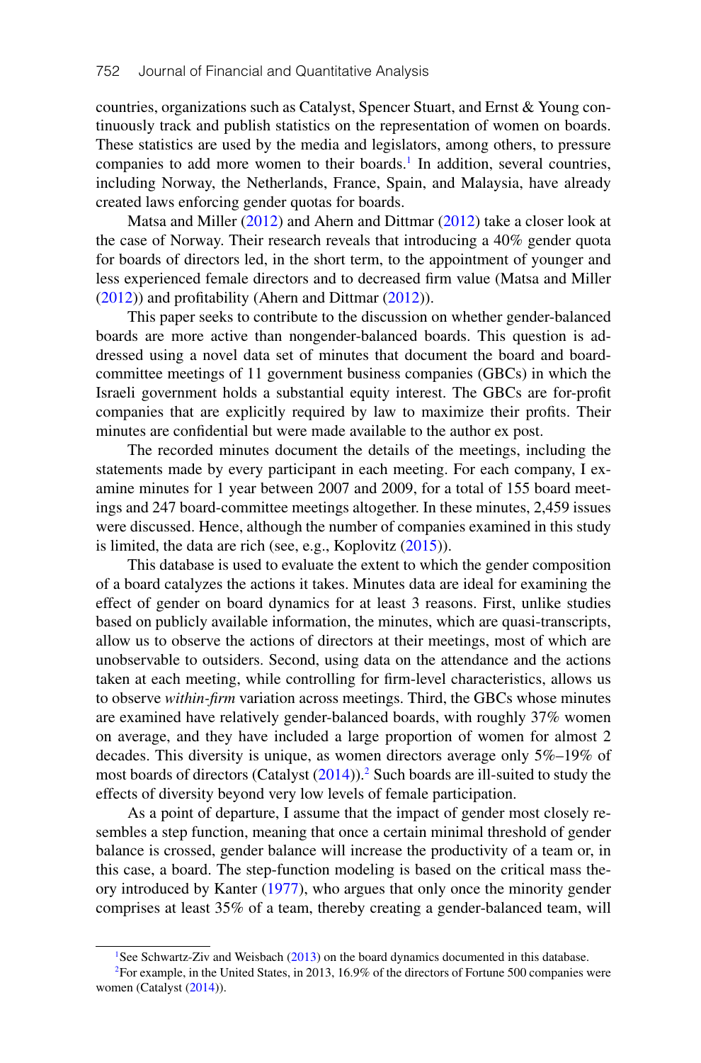countries, organizations such as Catalyst, Spencer Stuart, and Ernst & Young continuously track and publish statistics on the representation of women on boards. These statistics are used by the media and legislators, among others, to pressure companies to add more women to their boards.[1] In addition, several countries, including Norway, the Netherlands, France, Spain, and Malaysia, have already created laws enforcing gender quotas for boards.

Matsa and Miller (2012) and Ahern and Dittmar (2012) take a closer look at the case of Norway. Their research reveals that introducing a 40% gender quota for boards of directors led, in the short term, to the appointment of younger and less experienced female directors and to decreased firm value (Matsa and Miller (2012)) and profitability (Ahern and Dittmar (2012)).

This paper seeks to contribute to the discussion on whether gender-balanced boards are more active than nongender-balanced boards. This question is addressed using a novel data set of minutes that document the board and board-committee meetings of 11 government business companies (GBCs) in which the Israeli government holds a substantial equity interest. The GBCs are for-profit companies that are explicitly required by law to maximize their profits. Their minutes are confidential but were made available to the author ex post.

The recorded minutes document the details of the meetings, including the statements made by every participant in each meeting. For each company, I examine minutes for 1 year between 2007 and 2009, for a total of 155 board meetings and 247 board-committee meetings altogether. In these minutes, 2,459 issues were discussed. Hence, although the number of companies examined in this study is limited, the data are rich (see, e.g., Koplovitz (2015)).

This database is used to evaluate the extent to which the gender composition of a board catalyzes the actions it takes. Minutes data are ideal for examining the effect of gender on board dynamics for at least 3 reasons. First, unlike studies based on publicly available information, the minutes, which are quasi-transcripts, allow us to observe the actions of directors at their meetings, most of which are unobservable to outsiders. Second, using data on the attendance and the actions taken at each meeting, while controlling for firm-level characteristics, allows us to observe *within-firm* variation across meetings. Third, the GBCs whose minutes are examined have relatively gender-balanced boards, with roughly 37% women on average, and they have included a large proportion of women for almost 2 decades. This diversity is unique, as women directors average only 5%–19% of most boards of directors (Catalyst (2014)).[2] Such boards are ill-suited to study the effects of diversity beyond very low levels of female participation.

As a point of departure, I assume that the impact of gender most closely resembles a step function, meaning that once a certain minimal threshold of gender balance is crossed, gender balance will increase the productivity of a team or, in this case, a board. The step-function modeling is based on the critical mass theory introduced by Kanter (1977), who argues that only once the minority gender comprises at least 35% of a team, thereby creating a gender-balanced team, will

[1] See Schwartz-Ziv and Weisbach (2013) on the board dynamics documented in this database.

[2] For example, in the United States, in 2013, 16.9% of the directors of Fortune 500 companies were women (Catalyst (2014)).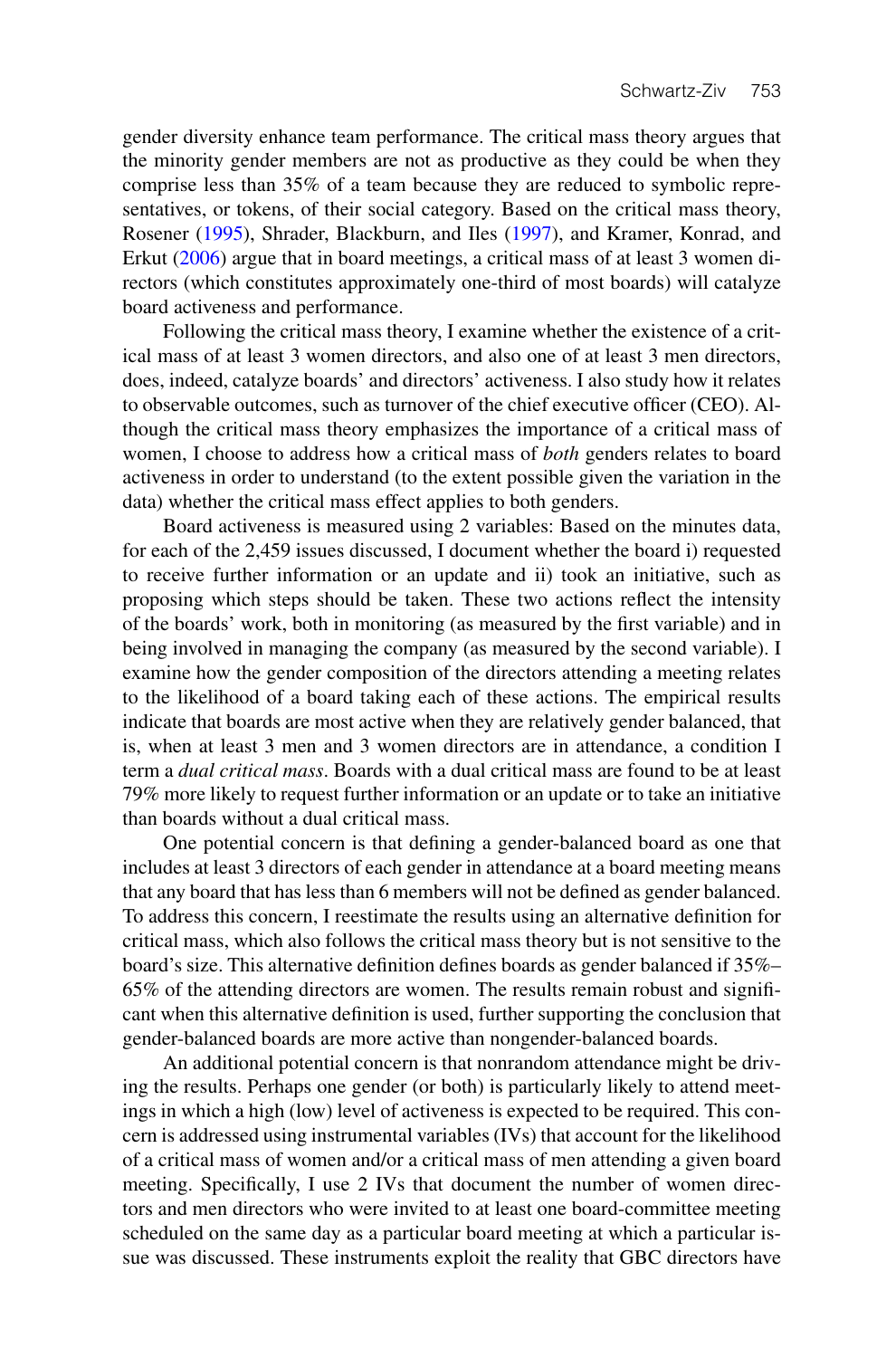gender diversity enhance team performance. The critical mass theory argues that the minority gender members are not as productive as they could be when they comprise less than 35% of a team because they are reduced to symbolic representatives, or tokens, of their social category. Based on the critical mass theory, Rosener (1995), Shrader, Blackburn, and Iles (1997), and Kramer, Konrad, and Erkut (2006) argue that in board meetings, a critical mass of at least 3 women directors (which constitutes approximately one-third of most boards) will catalyze board activeness and performance.

Following the critical mass theory, I examine whether the existence of a critical mass of at least 3 women directors, and also one of at least 3 men directors, does, indeed, catalyze boards' and directors' activeness. I also study how it relates to observable outcomes, such as turnover of the chief executive officer (CEO). Although the critical mass theory emphasizes the importance of a critical mass of women, I choose to address how a critical mass of *both* genders relates to board activeness in order to understand (to the extent possible given the variation in the data) whether the critical mass effect applies to both genders.

Board activeness is measured using 2 variables: Based on the minutes data, for each of the 2,459 issues discussed, I document whether the board i) requested to receive further information or an update and ii) took an initiative, such as proposing which steps should be taken. These two actions reflect the intensity of the boards' work, both in monitoring (as measured by the first variable) and in being involved in managing the company (as measured by the second variable). I examine how the gender composition of the directors attending a meeting relates to the likelihood of a board taking each of these actions. The empirical results indicate that boards are most active when they are relatively gender balanced, that is, when at least 3 men and 3 women directors are in attendance, a condition I term a *dual critical mass*. Boards with a dual critical mass are found to be at least 79% more likely to request further information or an update or to take an initiative than boards without a dual critical mass.

One potential concern is that defining a gender-balanced board as one that includes at least 3 directors of each gender in attendance at a board meeting means that any board that has less than 6 members will not be defined as gender balanced. To address this concern, I reestimate the results using an alternative definition for critical mass, which also follows the critical mass theory but is not sensitive to the board's size. This alternative definition defines boards as gender balanced if 35%–65% of the attending directors are women. The results remain robust and significant when this alternative definition is used, further supporting the conclusion that gender-balanced boards are more active than nongender-balanced boards.

An additional potential concern is that nonrandom attendance might be driving the results. Perhaps one gender (or both) is particularly likely to attend meetings in which a high (low) level of activeness is expected to be required. This concern is addressed using instrumental variables (IVs) that account for the likelihood of a critical mass of women and/or a critical mass of men attending a given board meeting. Specifically, I use 2 IVs that document the number of women directors and men directors who were invited to at least one board-committee meeting scheduled on the same day as a particular board meeting at which a particular issue was discussed. These instruments exploit the reality that GBC directors have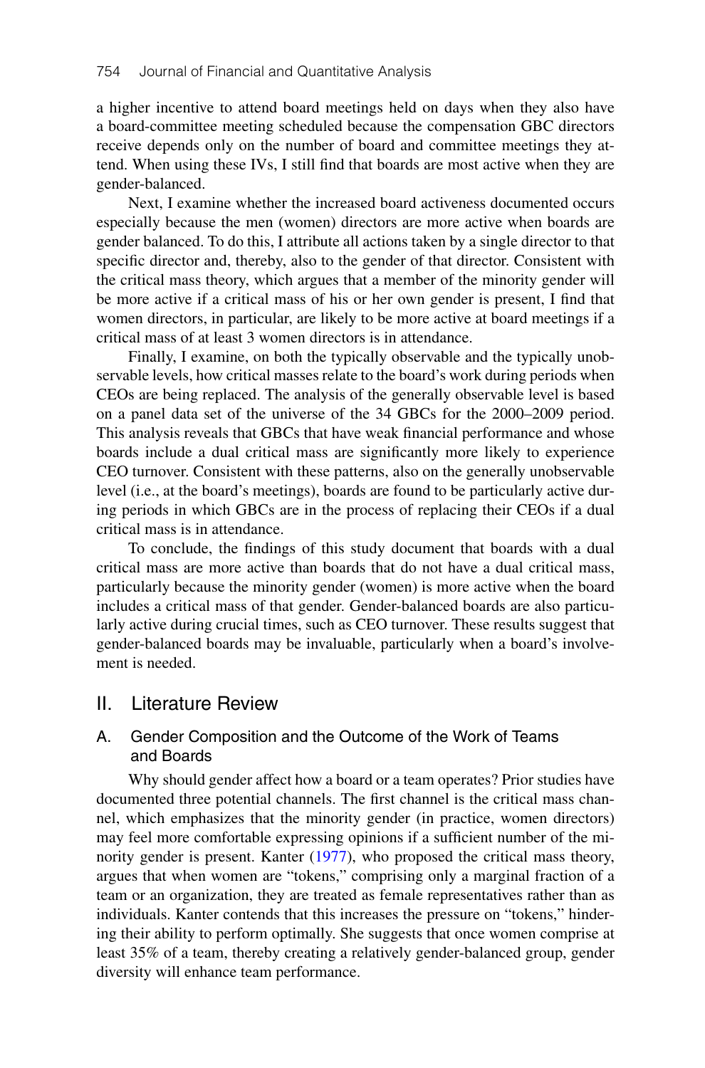a higher incentive to attend board meetings held on days when they also have a board-committee meeting scheduled because the compensation GBC directors receive depends only on the number of board and committee meetings they attend. When using these IVs, I still find that boards are most active when they are gender-balanced.

Next, I examine whether the increased board activeness documented occurs especially because the men (women) directors are more active when boards are gender balanced. To do this, I attribute all actions taken by a single director to that specific director and, thereby, also to the gender of that director. Consistent with the critical mass theory, which argues that a member of the minority gender will be more active if a critical mass of his or her own gender is present, I find that women directors, in particular, are likely to be more active at board meetings if a critical mass of at least 3 women directors is in attendance.

Finally, I examine, on both the typically observable and the typically unobservable levels, how critical masses relate to the board's work during periods when CEOs are being replaced. The analysis of the generally observable level is based on a panel data set of the universe of the 34 GBCs for the 2000–2009 period. This analysis reveals that GBCs that have weak financial performance and whose boards include a dual critical mass are significantly more likely to experience CEO turnover. Consistent with these patterns, also on the generally unobservable level (i.e., at the board's meetings), boards are found to be particularly active during periods in which GBCs are in the process of replacing their CEOs if a dual critical mass is in attendance.

To conclude, the findings of this study document that boards with a dual critical mass are more active than boards that do not have a dual critical mass, particularly because the minority gender (women) is more active when the board includes a critical mass of that gender. Gender-balanced boards are also particularly active during crucial times, such as CEO turnover. These results suggest that gender-balanced boards may be invaluable, particularly when a board's involvement is needed.

## II. Literature Review

### A. Gender Composition and the Outcome of the Work of Teams and Boards

Why should gender affect how a board or a team operates? Prior studies have documented three potential channels. The first channel is the critical mass channel, which emphasizes that the minority gender (in practice, women directors) may feel more comfortable expressing opinions if a sufficient number of the minority gender is present. Kanter (1977), who proposed the critical mass theory, argues that when women are "tokens," comprising only a marginal fraction of a team or an organization, they are treated as female representatives rather than as individuals. Kanter contends that this increases the pressure on "tokens," hindering their ability to perform optimally. She suggests that once women comprise at least 35% of a team, thereby creating a relatively gender-balanced group, gender diversity will enhance team performance.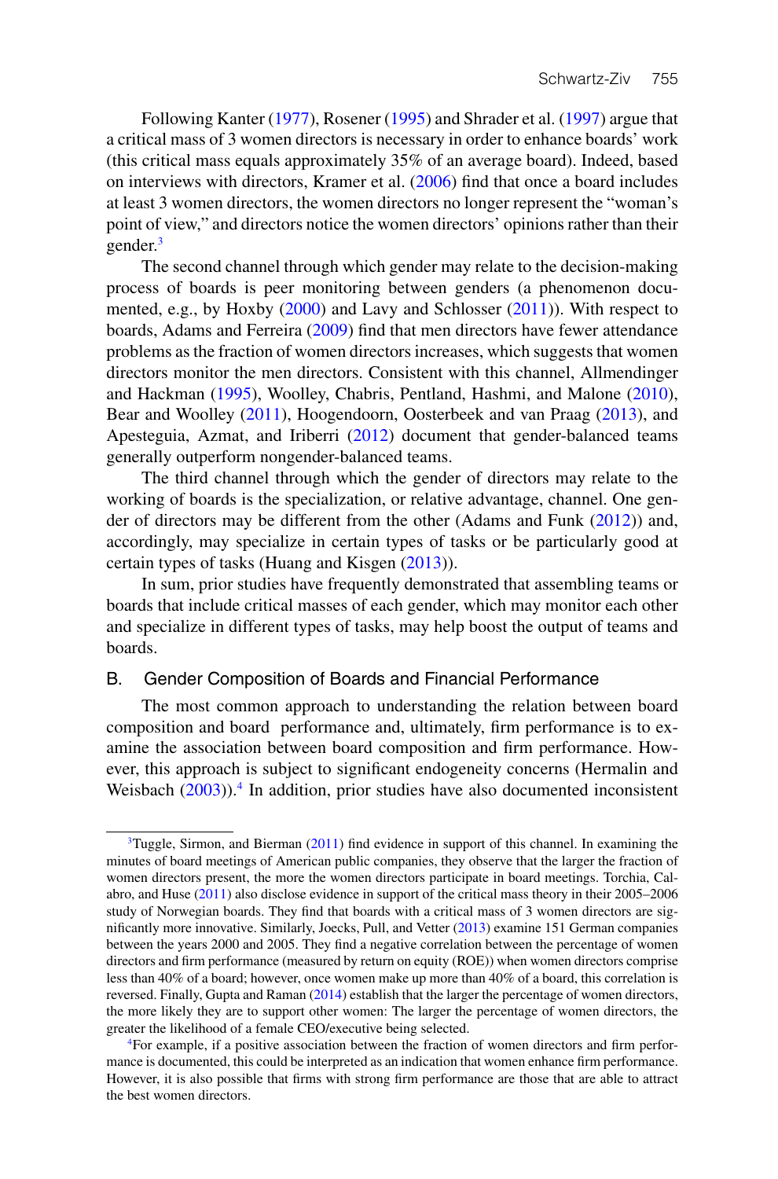Following Kanter (1977), Rosener (1995) and Shrader et al. (1997) argue that a critical mass of 3 women directors is necessary in order to enhance boards' work (this critical mass equals approximately 35% of an average board). Indeed, based on interviews with directors, Kramer et al. (2006) find that once a board includes at least 3 women directors, the women directors no longer represent the "woman's point of view," and directors notice the women directors' opinions rather than their gender.[3]

The second channel through which gender may relate to the decision-making process of boards is peer monitoring between genders (a phenomenon documented, e.g., by Hoxby (2000) and Lavy and Schlosser (2011)). With respect to boards, Adams and Ferreira (2009) find that men directors have fewer attendance problems as the fraction of women directors increases, which suggests that women directors monitor the men directors. Consistent with this channel, Allmendinger and Hackman (1995), Woolley, Chabris, Pentland, Hashmi, and Malone (2010), Bear and Woolley (2011), Hoogendoorn, Oosterbeek and van Praag (2013), and Apesteguia, Azmat, and Iriberri (2012) document that gender-balanced teams generally outperform nongender-balanced teams.

The third channel through which the gender of directors may relate to the working of boards is the specialization, or relative advantage, channel. One gender of directors may be different from the other (Adams and Funk (2012)) and, accordingly, may specialize in certain types of tasks or be particularly good at certain types of tasks (Huang and Kisgen (2013)).

In sum, prior studies have frequently demonstrated that assembling teams or boards that include critical masses of each gender, which may monitor each other and specialize in different types of tasks, may help boost the output of teams and boards.

## B. Gender Composition of Boards and Financial Performance

The most common approach to understanding the relation between board composition and board performance and, ultimately, firm performance is to examine the association between board composition and firm performance. However, this approach is subject to significant endogeneity concerns (Hermalin and Weisbach (2003)).[4] In addition, prior studies have also documented inconsistent

---

[3] Tuggle, Sirmon, and Bierman (2011) find evidence in support of this channel. In examining the minutes of board meetings of American public companies, they observe that the larger the fraction of women directors present, the more the women directors participate in board meetings. Torchia, Calabro, and Huse (2011) also disclose evidence in support of the critical mass theory in their 2005–2006 study of Norwegian boards. They find that boards with a critical mass of 3 women directors are significantly more innovative. Similarly, Joecks, Pull, and Vetter (2013) examine 151 German companies between the years 2000 and 2005. They find a negative correlation between the percentage of women directors and firm performance (measured by return on equity (ROE)) when women directors comprise less than 40% of a board; however, once women make up more than 40% of a board, this correlation is reversed. Finally, Gupta and Raman (2014) establish that the larger the percentage of women directors, the more likely they are to support other women: The larger the percentage of women directors, the greater the likelihood of a female CEO/executive being selected.

[4] For example, if a positive association between the fraction of women directors and firm performance is documented, this could be interpreted as an indication that women enhance firm performance. However, it is also possible that firms with strong firm performance are those that are able to attract the best women directors.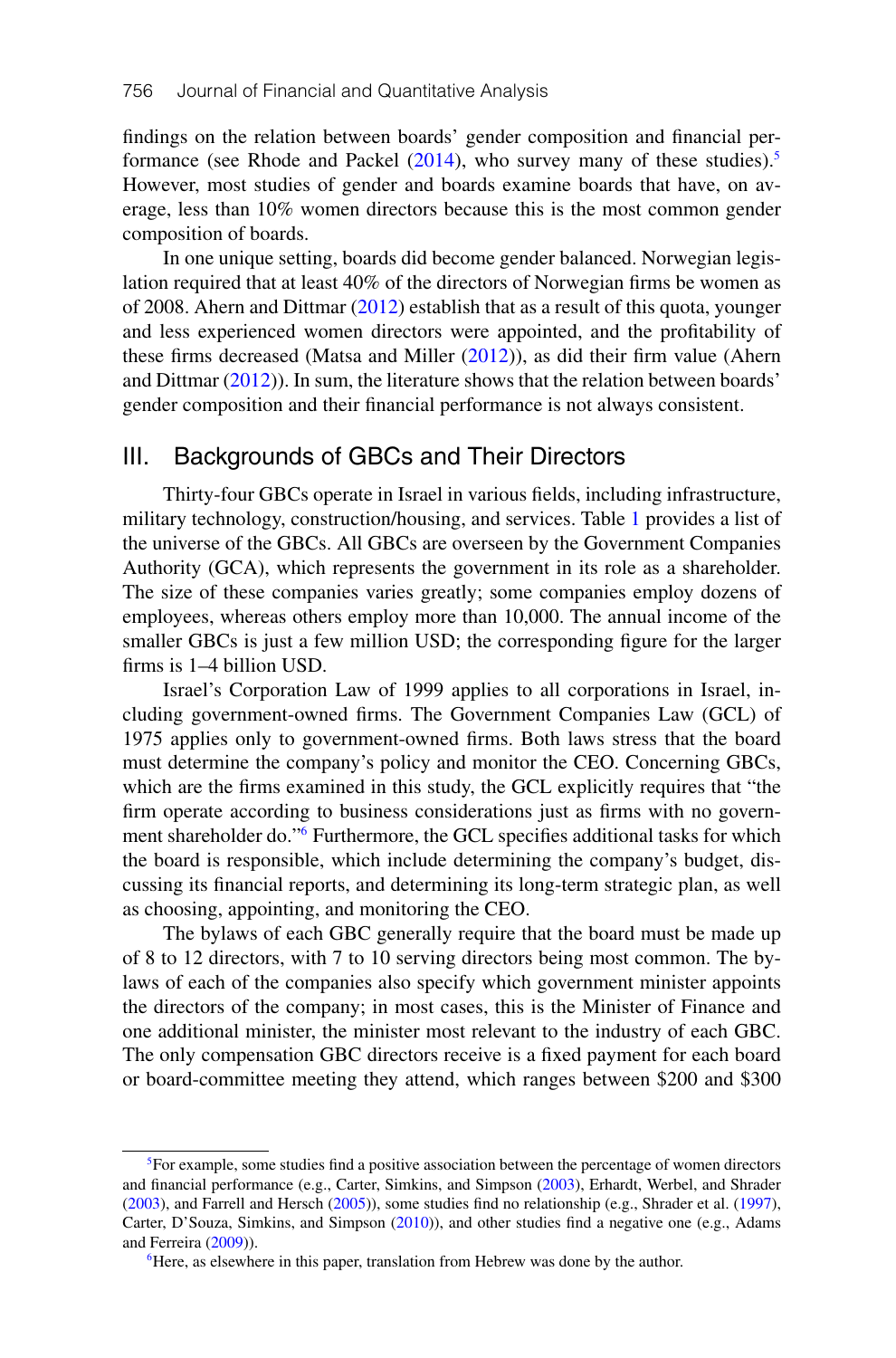findings on the relation between boards' gender composition and financial performance (see Rhode and Packel (2014), who survey many of these studies).[5] However, most studies of gender and boards examine boards that have, on average, less than 10% women directors because this is the most common gender composition of boards.

In one unique setting, boards did become gender balanced. Norwegian legislation required that at least 40% of the directors of Norwegian firms be women as of 2008. Ahern and Dittmar (2012) establish that as a result of this quota, younger and less experienced women directors were appointed, and the profitability of these firms decreased (Matsa and Miller (2012)), as did their firm value (Ahern and Dittmar (2012)). In sum, the literature shows that the relation between boards' gender composition and their financial performance is not always consistent.

## III. Backgrounds of GBCs and Their Directors

Thirty-four GBCs operate in Israel in various fields, including infrastructure, military technology, construction/housing, and services. Table 1 provides a list of the universe of the GBCs. All GBCs are overseen by the Government Companies Authority (GCA), which represents the government in its role as a shareholder. The size of these companies varies greatly; some companies employ dozens of employees, whereas others employ more than 10,000. The annual income of the smaller GBCs is just a few million USD; the corresponding figure for the larger firms is 1–4 billion USD.

Israel's Corporation Law of 1999 applies to all corporations in Israel, including government-owned firms. The Government Companies Law (GCL) of 1975 applies only to government-owned firms. Both laws stress that the board must determine the company's policy and monitor the CEO. Concerning GBCs, which are the firms examined in this study, the GCL explicitly requires that "the firm operate according to business considerations just as firms with no government shareholder do."[6] Furthermore, the GCL specifies additional tasks for which the board is responsible, which include determining the company's budget, discussing its financial reports, and determining its long-term strategic plan, as well as choosing, appointing, and monitoring the CEO.

The bylaws of each GBC generally require that the board must be made up of 8 to 12 directors, with 7 to 10 serving directors being most common. The bylaws of each of the companies also specify which government minister appoints the directors of the company; in most cases, this is the Minister of Finance and one additional minister, the minister most relevant to the industry of each GBC. The only compensation GBC directors receive is a fixed payment for each board or board-committee meeting they attend, which ranges between $200 and $300

---

[5] For example, some studies find a positive association between the percentage of women directors and financial performance (e.g., Carter, Simkins, and Simpson (2003), Erhardt, Werbel, and Shrader (2003), and Farrell and Hersch (2005)), some studies find no relationship (e.g., Shrader et al. (1997), Carter, D'Souza, Simkins, and Simpson (2010)), and other studies find a negative one (e.g., Adams and Ferreira (2009)).

[6] Here, as elsewhere in this paper, translation from Hebrew was done by the author.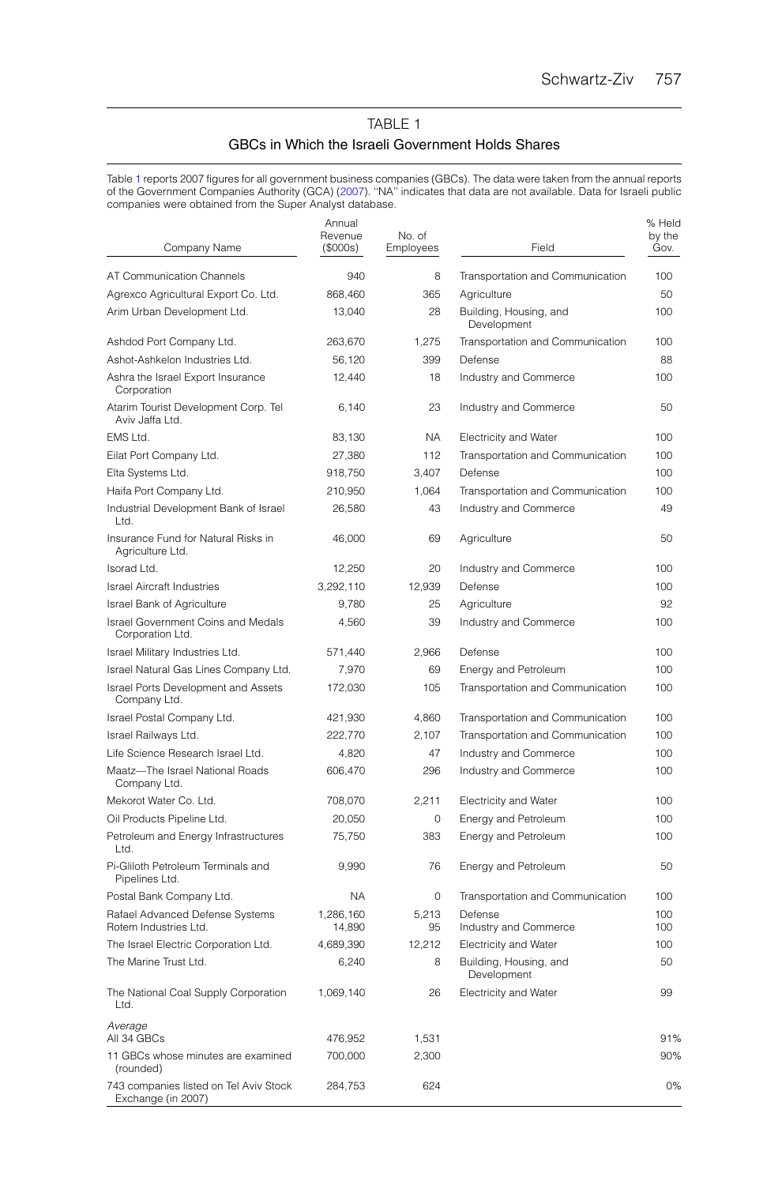## TABLE 1

### GBCs in Which the Israeli Government Holds Shares

Table 1 reports 2007 figures for all government business companies (GBCs). The data were taken from the annual reports of the Government Companies Authority (GCA) (2007). "NA" indicates that data are not available. Data for Israeli public companies were obtained from the Super Analyst database.

| Company Name | Annual Revenue ($000s) | No. of Employees | Field | % Held by the Gov. |
|---|---|---|---|---|
| AT Communication Channels | 940 | 8 | Transportation and Communication | 100 |
| Agrexco Agricultural Export Co. Ltd. | 868,460 | 365 | Agriculture | 50 |
| Arim Urban Development Ltd. | 13,040 | 28 | Building, Housing, and Development | 100 |
| Ashdod Port Company Ltd. | 263,670 | 1,275 | Transportation and Communication | 100 |
| Ashot-Ashkelon Industries Ltd. | 56,120 | 399 | Defense | 88 |
| Ashra the Israel Export Insurance Corporation | 12,440 | 18 | Industry and Commerce | 100 |
| Atarim Tourist Development Corp. Tel Aviv Jaffa Ltd. | 6,140 | 23 | Industry and Commerce | 50 |
| EMS Ltd. | 83,130 | NA | Electricity and Water | 100 |
| Eilat Port Company Ltd. | 27,380 | 112 | Transportation and Communication | 100 |
| Elta Systems Ltd. | 918,750 | 3,407 | Defense | 100 |
| Haifa Port Company Ltd. | 210,950 | 1,064 | Transportation and Communication | 100 |
| Industrial Development Bank of Israel Ltd. | 26,580 | 43 | Industry and Commerce | 49 |
| Insurance Fund for Natural Risks in Agriculture Ltd. | 46,000 | 69 | Agriculture | 50 |
| Isorad Ltd. | 12,250 | 20 | Industry and Commerce | 100 |
| Israel Aircraft Industries | 3,292,110 | 12,939 | Defense | 100 |
| Israel Bank of Agriculture | 9,780 | 25 | Agriculture | 92 |
| Israel Government Coins and Medals Corporation Ltd. | 4,560 | 39 | Industry and Commerce | 100 |
| Israel Military Industries Ltd. | 571,440 | 2,966 | Defense | 100 |
| Israel Natural Gas Lines Company Ltd. | 7,970 | 69 | Energy and Petroleum | 100 |
| Israel Ports Development and Assets Company Ltd. | 172,030 | 105 | Transportation and Communication | 100 |
| Israel Postal Company Ltd. | 421,930 | 4,860 | Transportation and Communication | 100 |
| Israel Railways Ltd. | 222,770 | 2,107 | Transportation and Communication | 100 |
| Life Science Research Israel Ltd. | 4,820 | 47 | Industry and Commerce | 100 |
| Maatz—The Israel National Roads Company Ltd. | 606,470 | 296 | Industry and Commerce | 100 |
| Mekorot Water Co. Ltd. | 708,070 | 2,211 | Electricity and Water | 100 |
| Oil Products Pipeline Ltd. | 20,050 | 0 | Energy and Petroleum | 100 |
| Petroleum and Energy Infrastructures Ltd. | 75,750 | 383 | Energy and Petroleum | 100 |
| Pi-Gliloth Petroleum Terminals and Pipelines Ltd. | 9,990 | 76 | Energy and Petroleum | 50 |
| Postal Bank Company Ltd. | NA | 0 | Transportation and Communication | 100 |
| Rafael Advanced Defense Systems | 1,286,160 | 5,213 | Defense | 100 |
| Rotem Industries Ltd. | 14,890 | 95 | Industry and Commerce | 100 |
| The Israel Electric Corporation Ltd. | 4,689,390 | 12,212 | Electricity and Water | 100 |
| The Marine Trust Ltd. | 6,240 | 8 | Building, Housing, and Development | 50 |
| The National Coal Supply Corporation Ltd. | 1,069,140 | 26 | Electricity and Water | 99 |
| *Average* | | | | |
| All 34 GBCs | 476,952 | 1,531 | | 91% |
| 11 GBCs whose minutes are examined (rounded) | 700,000 | 2,300 | | 90% |
| 743 companies listed on Tel Aviv Stock Exchange (in 2007) | 284,753 | 624 | | 0% |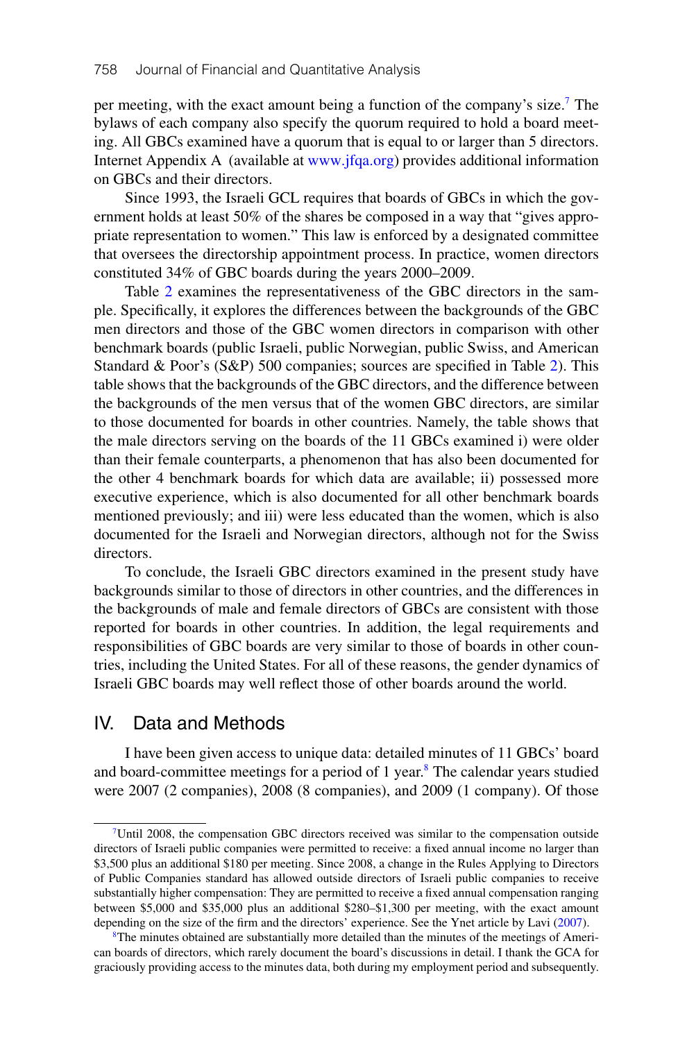per meeting, with the exact amount being a function of the company's size.[7] The bylaws of each company also specify the quorum required to hold a board meeting. All GBCs examined have a quorum that is equal to or larger than 5 directors. Internet Appendix A (available at www.jfqa.org) provides additional information on GBCs and their directors.

Since 1993, the Israeli GCL requires that boards of GBCs in which the government holds at least 50% of the shares be composed in a way that "gives appropriate representation to women." This law is enforced by a designated committee that oversees the directorship appointment process. In practice, women directors constituted 34% of GBC boards during the years 2000–2009.

Table 2 examines the representativeness of the GBC directors in the sample. Specifically, it explores the differences between the backgrounds of the GBC men directors and those of the GBC women directors in comparison with other benchmark boards (public Israeli, public Norwegian, public Swiss, and American Standard & Poor's (S&P) 500 companies; sources are specified in Table 2). This table shows that the backgrounds of the GBC directors, and the difference between the backgrounds of the men versus that of the women GBC directors, are similar to those documented for boards in other countries. Namely, the table shows that the male directors serving on the boards of the 11 GBCs examined i) were older than their female counterparts, a phenomenon that has also been documented for the other 4 benchmark boards for which data are available; ii) possessed more executive experience, which is also documented for all other benchmark boards mentioned previously; and iii) were less educated than the women, which is also documented for the Israeli and Norwegian directors, although not for the Swiss directors.

To conclude, the Israeli GBC directors examined in the present study have backgrounds similar to those of directors in other countries, and the differences in the backgrounds of male and female directors of GBCs are consistent with those reported for boards in other countries. In addition, the legal requirements and responsibilities of GBC boards are very similar to those of boards in other countries, including the United States. For all of these reasons, the gender dynamics of Israeli GBC boards may well reflect those of other boards around the world.

## IV. Data and Methods

I have been given access to unique data: detailed minutes of 11 GBCs' board and board-committee meetings for a period of 1 year.[8] The calendar years studied were 2007 (2 companies), 2008 (8 companies), and 2009 (1 company). Of those

[7] Until 2008, the compensation GBC directors received was similar to the compensation outside directors of Israeli public companies were permitted to receive: a fixed annual income no larger than \$3,500 plus an additional \$180 per meeting. Since 2008, a change in the Rules Applying to Directors of Public Companies standard has allowed outside directors of Israeli public companies to receive substantially higher compensation: They are permitted to receive a fixed annual compensation ranging between \$5,000 and \$35,000 plus an additional \$280–\$1,300 per meeting, with the exact amount depending on the size of the firm and the directors' experience. See the Ynet article by Lavi (2007).

[8] The minutes obtained are substantially more detailed than the minutes of the meetings of American boards of directors, which rarely document the board's discussions in detail. I thank the GCA for graciously providing access to the minutes data, both during my employment period and subsequently.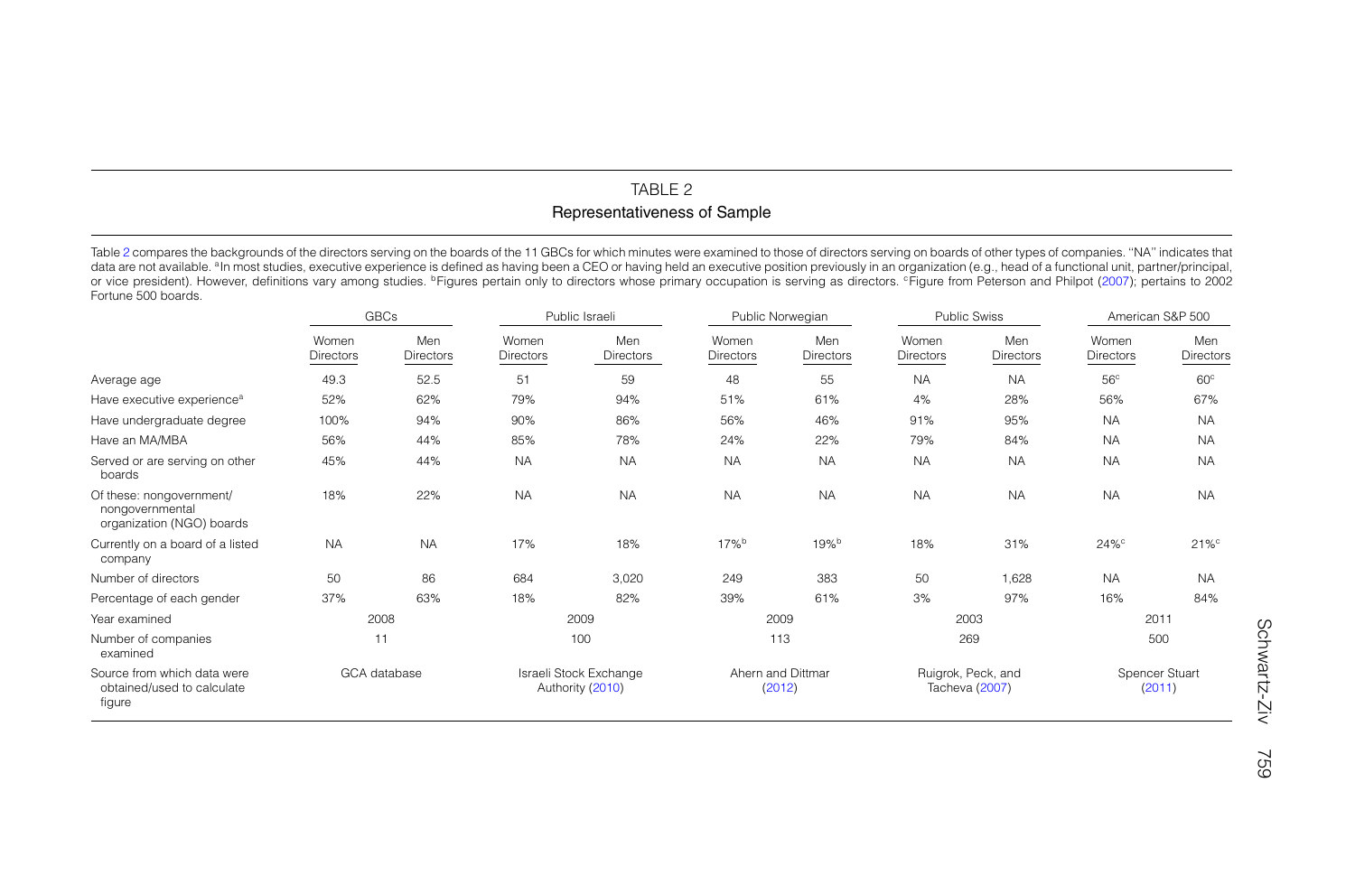## TABLE 2

## Representativeness of Sample

Table 2 compares the backgrounds of the directors serving on the boards of the 11 GBCs for which minutes were examined to those of directors serving on boards of other types of companies. "NA" indicates that data are not available. [a]In most studies, executive experience is defined as having been a CEO or having held an executive position previously in an organization (e.g., head of a functional unit, partner/principal, or vice president). However, definitions vary among studies. [b]Figures pertain only to directors whose primary occupation is serving as directors. [c]Figure from Peterson and Philpot (2007); pertains to 2002 Fortune 500 boards.

| | GBCs | | Public Israeli | | Public Norwegian | | Public Swiss | | American S&P 500 | |
|---|---|---|---|---|---|---|---|---|---|---|
| | Women Directors | Men Directors | Women Directors | Men Directors | Women Directors | Men Directors | Women Directors | Men Directors | Women Directors | Men Directors |
| Average age | 49.3 | 52.5 | 51 | 59 | 48 | 55 | NA | NA | 56[c] | 60[c] |
| Have executive experience[a] | 52% | 62% | 79% | 94% | 51% | 61% | 4% | 28% | 56% | 67% |
| Have undergraduate degree | 100% | 94% | 90% | 86% | 56% | 46% | 91% | 95% | NA | NA |
| Have an MA/MBA | 56% | 44% | 85% | 78% | 24% | 22% | 79% | 84% | NA | NA |
| Served or are serving on other boards | 45% | 44% | NA | NA | NA | NA | NA | NA | NA | NA |
| Of these: nongovernment/ nongovernmental organization (NGO) boards | 18% | 22% | NA | NA | NA | NA | NA | NA | NA | NA |
| Currently on a board of a listed company | NA | NA | 17% | 18% | 17%[b] | 19%[b] | 18% | 31% | 24%[c] | 21%[c] |
| Number of directors | 50 | 86 | 684 | 3,020 | 249 | 383 | 50 | 1,628 | NA | NA |
| Percentage of each gender | 37% | 63% | 18% | 82% | 39% | 61% | 3% | 97% | 16% | 84% |
| Year examined | 2008 | | 2009 | | 2009 | | 2003 | | 2011 | |
| Number of companies examined | 11 | | 100 | | 113 | | 269 | | 500 | |
| Source from which data were obtained/used to calculate figure | GCA database | | Israeli Stock Exchange Authority (2010) | | Ahern and Dittmar (2012) | | Ruigrok, Peck, and Tacheva (2007) | | Spencer Stuart (2011) | |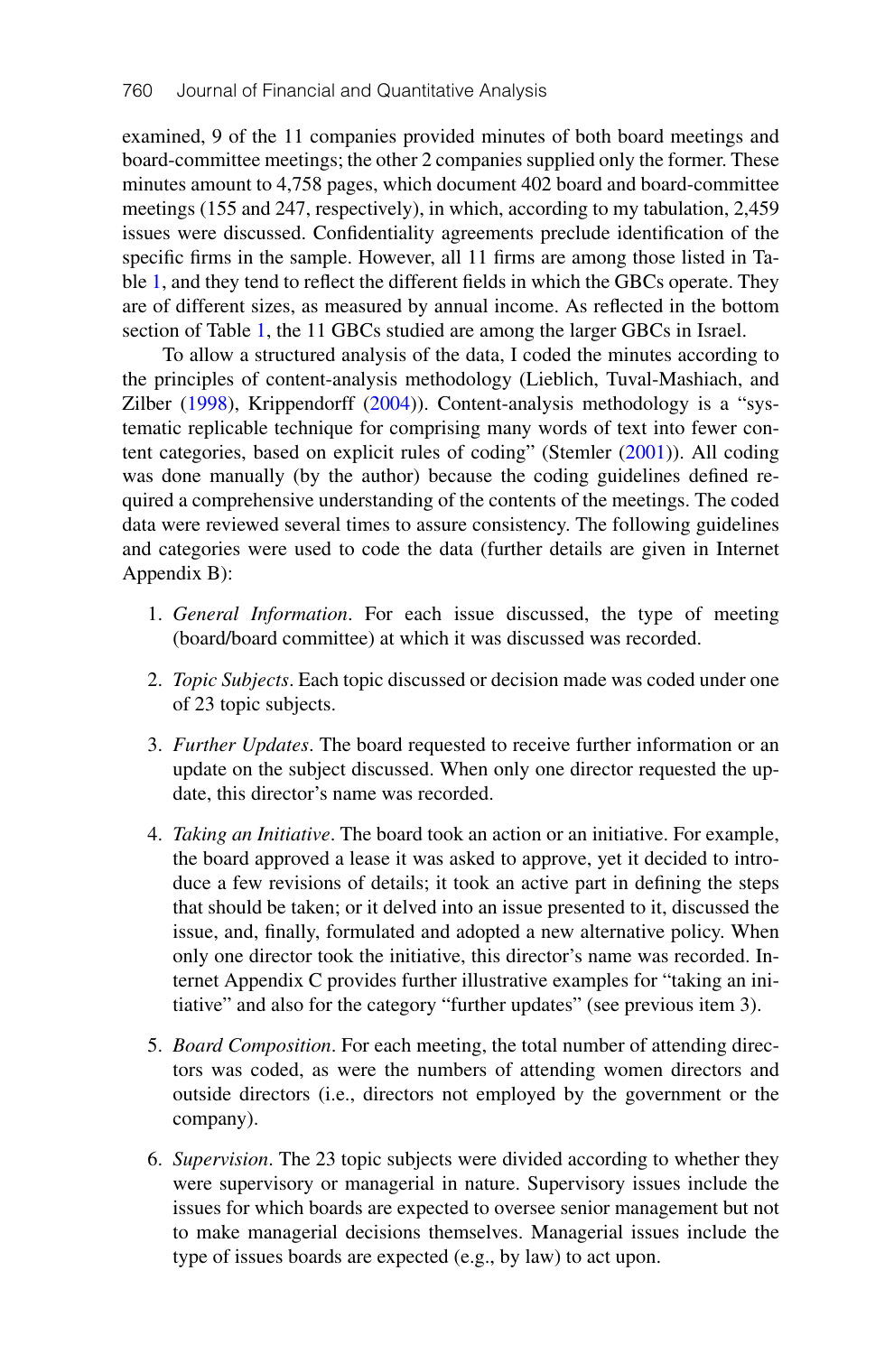examined, 9 of the 11 companies provided minutes of both board meetings and board-committee meetings; the other 2 companies supplied only the former. These minutes amount to 4,758 pages, which document 402 board and board-committee meetings (155 and 247, respectively), in which, according to my tabulation, 2,459 issues were discussed. Confidentiality agreements preclude identification of the specific firms in the sample. However, all 11 firms are among those listed in Table 1, and they tend to reflect the different fields in which the GBCs operate. They are of different sizes, as measured by annual income. As reflected in the bottom section of Table 1, the 11 GBCs studied are among the larger GBCs in Israel.

To allow a structured analysis of the data, I coded the minutes according to the principles of content-analysis methodology (Lieblich, Tuval-Mashiach, and Zilber (1998), Krippendorff (2004)). Content-analysis methodology is a "systematic replicable technique for comprising many words of text into fewer content categories, based on explicit rules of coding" (Stemler (2001)). All coding was done manually (by the author) because the coding guidelines defined required a comprehensive understanding of the contents of the meetings. The coded data were reviewed several times to assure consistency. The following guidelines and categories were used to code the data (further details are given in Internet Appendix B):

1. *General Information*. For each issue discussed, the type of meeting (board/board committee) at which it was discussed was recorded.

2. *Topic Subjects*. Each topic discussed or decision made was coded under one of 23 topic subjects.

3. *Further Updates*. The board requested to receive further information or an update on the subject discussed. When only one director requested the update, this director's name was recorded.

4. *Taking an Initiative*. The board took an action or an initiative. For example, the board approved a lease it was asked to approve, yet it decided to introduce a few revisions of details; it took an active part in defining the steps that should be taken; or it delved into an issue presented to it, discussed the issue, and, finally, formulated and adopted a new alternative policy. When only one director took the initiative, this director's name was recorded. Internet Appendix C provides further illustrative examples for "taking an initiative" and also for the category "further updates" (see previous item 3).

5. *Board Composition*. For each meeting, the total number of attending directors was coded, as were the numbers of attending women directors and outside directors (i.e., directors not employed by the government or the company).

6. *Supervision*. The 23 topic subjects were divided according to whether they were supervisory or managerial in nature. Supervisory issues include the issues for which boards are expected to oversee senior management but not to make managerial decisions themselves. Managerial issues include the type of issues boards are expected (e.g., by law) to act upon.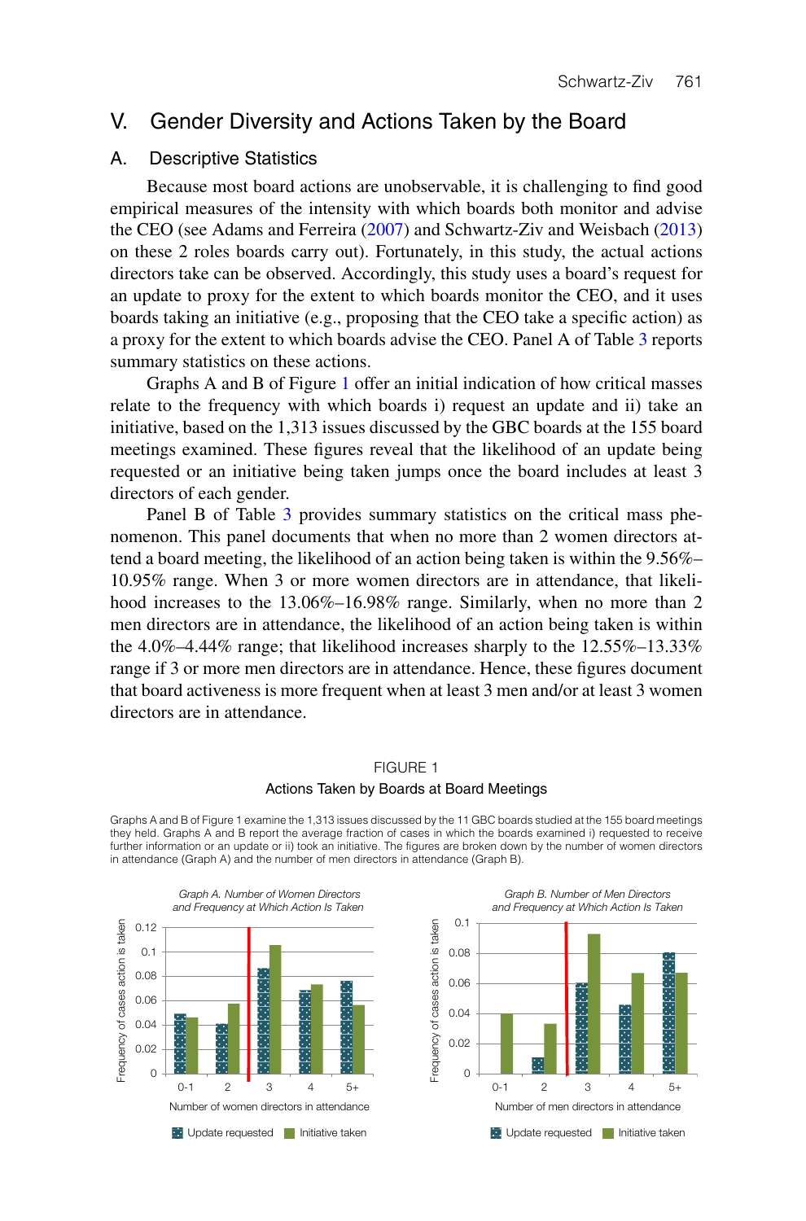# V. Gender Diversity and Actions Taken by the Board

## A. Descriptive Statistics

Because most board actions are unobservable, it is challenging to find good empirical measures of the intensity with which boards both monitor and advise the CEO (see Adams and Ferreira (2007) and Schwartz-Ziv and Weisbach (2013) on these 2 roles boards carry out). Fortunately, in this study, the actual actions directors take can be observed. Accordingly, this study uses a board's request for an update to proxy for the extent to which boards monitor the CEO, and it uses boards taking an initiative (e.g., proposing that the CEO take a specific action) as a proxy for the extent to which boards advise the CEO. Panel A of Table 3 reports summary statistics on these actions.

Graphs A and B of Figure 1 offer an initial indication of how critical masses relate to the frequency with which boards i) request an update and ii) take an initiative, based on the 1,313 issues discussed by the GBC boards at the 155 board meetings examined. These figures reveal that the likelihood of an update being requested or an initiative being taken jumps once the board includes at least 3 directors of each gender.

Panel B of Table 3 provides summary statistics on the critical mass phenomenon. This panel documents that when no more than 2 women directors attend a board meeting, the likelihood of an action being taken is within the 9.56%–10.95% range. When 3 or more women directors are in attendance, that likelihood increases to the 13.06%–16.98% range. Similarly, when no more than 2 men directors are in attendance, the likelihood of an action being taken is within the 4.0%–4.44% range; that likelihood increases sharply to the 12.55%–13.33% range if 3 or more men directors are in attendance. Hence, these figures document that board activeness is more frequent when at least 3 men and/or at least 3 women directors are in attendance.

FIGURE 1

Actions Taken by Boards at Board Meetings

Graphs A and B of Figure 1 examine the 1,313 issues discussed by the 11 GBC boards studied at the 155 board meetings they held. Graphs A and B report the average fraction of cases in which the boards examined i) requested to receive further information or an update or ii) took an initiative. The figures are broken down by the number of women directors in attendance (Graph A) and the number of men directors in attendance (Graph B).

*Graph A. Number of Women Directors and Frequency at Which Action Is Taken*

*Graph B. Number of Men Directors and Frequency at Which Action Is Taken*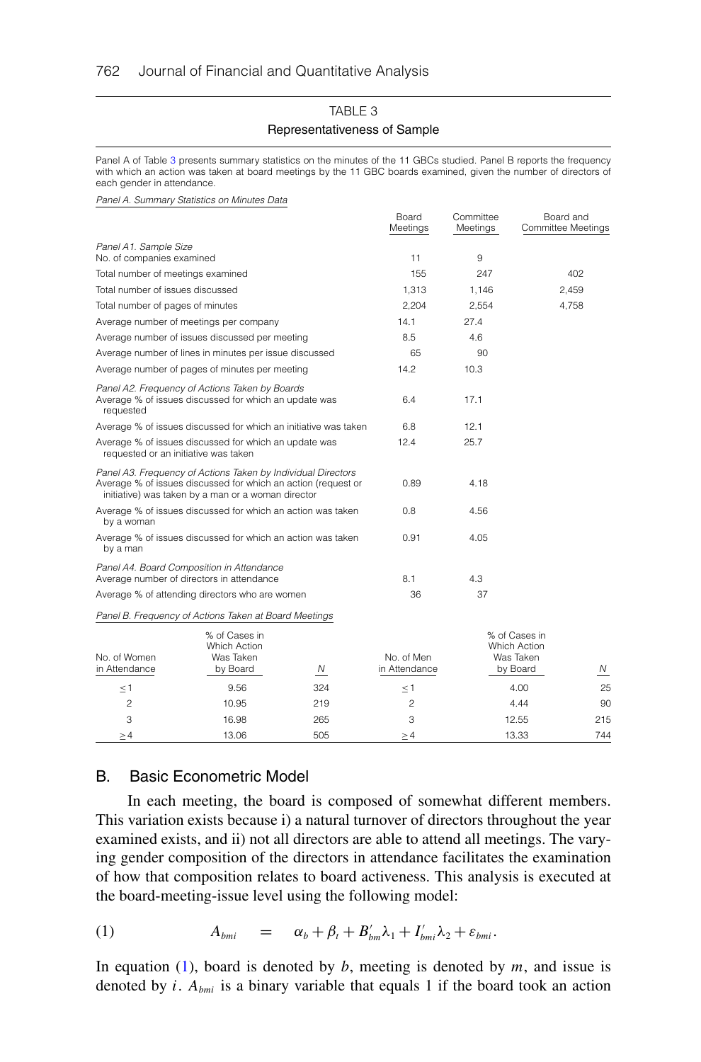TABLE 3

Representativeness of Sample

Panel A of Table 3 presents summary statistics on the minutes of the 11 GBCs studied. Panel B reports the frequency with which an action was taken at board meetings by the 11 GBC boards examined, given the number of directors of each gender in attendance.

*Panel A. Summary Statistics on Minutes Data*

| | Board Meetings | Committee Meetings | Board and Committee Meetings |
|---|---|---|---|
| *Panel A1. Sample Size* | | | |
| No. of companies examined | 11 | 9 | |
| Total number of meetings examined | 155 | 247 | 402 |
| Total number of issues discussed | 1,313 | 1,146 | 2,459 |
| Total number of pages of minutes | 2,204 | 2,554 | 4,758 |
| Average number of meetings per company | 14.1 | 27.4 | |
| Average number of issues discussed per meeting | 8.5 | 4.6 | |
| Average number of lines in minutes per issue discussed | 65 | 90 | |
| Average number of pages of minutes per meeting | 14.2 | 10.3 | |
| *Panel A2. Frequency of Actions Taken by Boards* | | | |
| Average % of issues discussed for which an update was requested | 6.4 | 17.1 | |
| Average % of issues discussed for which an initiative was taken | 6.8 | 12.1 | |
| Average % of issues discussed for which an update was requested or an initiative was taken | 12.4 | 25.7 | |
| *Panel A3. Frequency of Actions Taken by Individual Directors* | | | |
| Average % of issues discussed for which an action (request or initiative) was taken by a man or a woman director | 0.89 | 4.18 | |
| Average % of issues discussed for which an action was taken by a woman | 0.8 | 4.56 | |
| Average % of issues discussed for which an action was taken by a man | 0.91 | 4.05 | |
| *Panel A4. Board Composition in Attendance* | | | |
| Average number of directors in attendance | 8.1 | 4.3 | |
| Average % of attending directors who are women | 36 | 37 | |

*Panel B. Frequency of Actions Taken at Board Meetings*

| No. of Women in Attendance | % of Cases in Which Action Was Taken by Board | N | No. of Men in Attendance | % of Cases in Which Action Was Taken by Board | N |
|---|---|---|---|---|---|
| ≤1 | 9.56 | 324 | ≤1 | 4.00 | 25 |
| 2 | 10.95 | 219 | 2 | 4.44 | 90 |
| 3 | 16.98 | 265 | 3 | 12.55 | 215 |
| ≥4 | 13.06 | 505 | ≥4 | 13.33 | 744 |

## B. Basic Econometric Model

In each meeting, the board is composed of somewhat different members. This variation exists because i) a natural turnover of directors throughout the year examined exists, and ii) not all directors are able to attend all meetings. The varying gender composition of the directors in attendance facilitates the examination of how that composition relates to board activeness. This analysis is executed at the board-meeting-issue level using the following model:

$$A_{bmi} \quad = \quad \alpha_b + \beta_t + B'_{bm}\lambda_1 + I'_{bmi}\lambda_2 + \varepsilon_{bmi}. \tag{1}$$

In equation (1), board is denoted by $b$, meeting is denoted by $m$, and issue is denoted by $i$. $A_{bmi}$ is a binary variable that equals 1 if the board took an action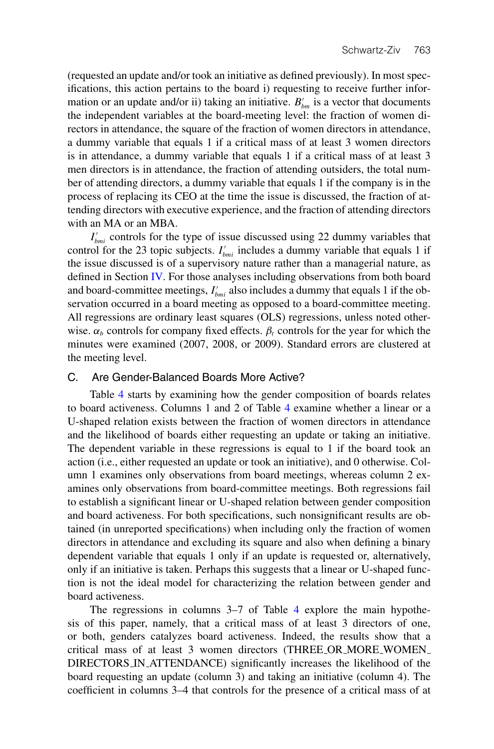(requested an update and/or took an initiative as defined previously). In most specifications, this action pertains to the board i) requesting to receive further information or an update and/or ii) taking an initiative. $B'_{bm}$ is a vector that documents the independent variables at the board-meeting level: the fraction of women directors in attendance, the square of the fraction of women directors in attendance, a dummy variable that equals 1 if a critical mass of at least 3 women directors is in attendance, a dummy variable that equals 1 if a critical mass of at least 3 men directors is in attendance, the fraction of attending outsiders, the total number of attending directors, a dummy variable that equals 1 if the company is in the process of replacing its CEO at the time the issue is discussed, the fraction of attending directors with executive experience, and the fraction of attending directors with an MA or an MBA.

$I'_{bmi}$ controls for the type of issue discussed using 22 dummy variables that control for the 23 topic subjects. $I'_{bmi}$ includes a dummy variable that equals 1 if the issue discussed is of a supervisory nature rather than a managerial nature, as defined in Section IV. For those analyses including observations from both board and board-committee meetings, $I'_{bmi}$ also includes a dummy that equals 1 if the observation occurred in a board meeting as opposed to a board-committee meeting. All regressions are ordinary least squares (OLS) regressions, unless noted otherwise. $\alpha_b$ controls for company fixed effects. $\beta_t$ controls for the year for which the minutes were examined (2007, 2008, or 2009). Standard errors are clustered at the meeting level.

### C. Are Gender-Balanced Boards More Active?

Table 4 starts by examining how the gender composition of boards relates to board activeness. Columns 1 and 2 of Table 4 examine whether a linear or a U-shaped relation exists between the fraction of women directors in attendance and the likelihood of boards either requesting an update or taking an initiative. The dependent variable in these regressions is equal to 1 if the board took an action (i.e., either requested an update or took an initiative), and 0 otherwise. Column 1 examines only observations from board meetings, whereas column 2 examines only observations from board-committee meetings. Both regressions fail to establish a significant linear or U-shaped relation between gender composition and board activeness. For both specifications, such nonsignificant results are obtained (in unreported specifications) when including only the fraction of women directors in attendance and excluding its square and also when defining a binary dependent variable that equals 1 only if an update is requested or, alternatively, only if an initiative is taken. Perhaps this suggests that a linear or U-shaped function is not the ideal model for characterizing the relation between gender and board activeness.

The regressions in columns 3–7 of Table 4 explore the main hypothesis of this paper, namely, that a critical mass of at least 3 directors of one, or both, genders catalyzes board activeness. Indeed, the results show that a critical mass of at least 3 women directors (THREE_OR_MORE_WOMEN_DIRECTORS_IN_ATTENDANCE) significantly increases the likelihood of the board requesting an update (column 3) and taking an initiative (column 4). The coefficient in columns 3–4 that controls for the presence of a critical mass of at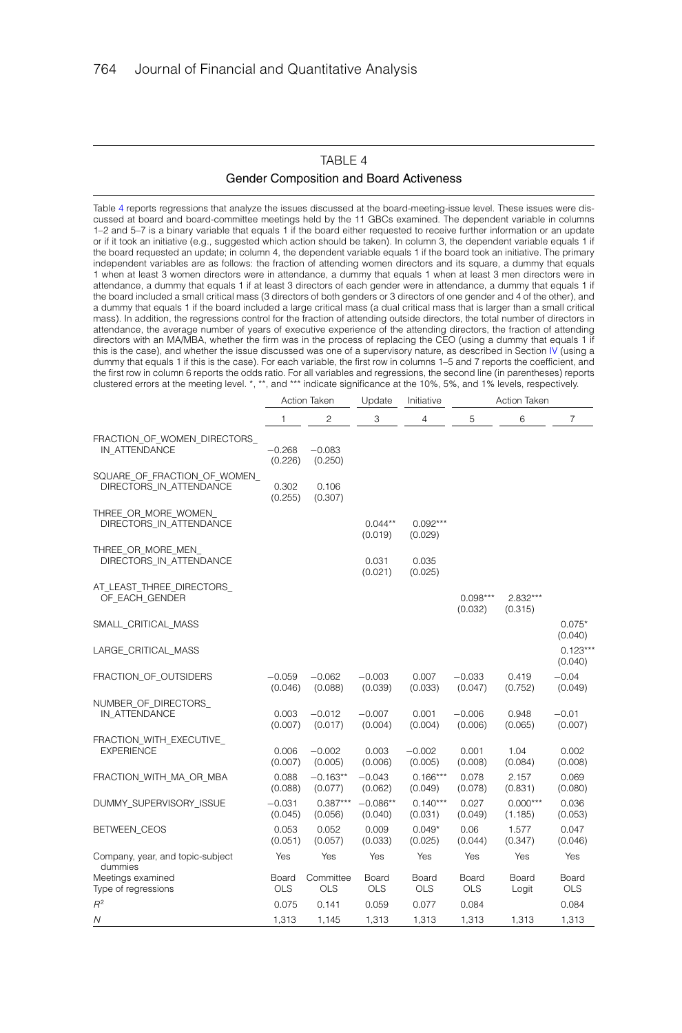## TABLE 4

### Gender Composition and Board Activeness

Table 4 reports regressions that analyze the issues discussed at the board-meeting-issue level. These issues were discussed at board and board-committee meetings held by the 11 GBCs examined. The dependent variable in columns 1–2 and 5–7 is a binary variable that equals 1 if the board either requested to receive further information or an update or if it took an initiative (e.g., suggested which action should be taken). In column 3, the dependent variable equals 1 if the board requested an update; in column 4, the dependent variable equals 1 if the board took an initiative. The primary independent variables are as follows: the fraction of attending women directors and its square, a dummy that equals 1 when at least 3 women directors were in attendance, a dummy that equals 1 when at least 3 men directors were in attendance, a dummy that equals 1 if at least 3 directors of each gender were in attendance, a dummy that equals 1 if the board included a small critical mass (3 directors of both genders or 3 directors of one gender and 4 of the other), and a dummy that equals 1 if the board included a large critical mass (a dual critical mass that is larger than a small critical mass). In addition, the regressions control for the fraction of attending outside directors, the total number of directors in attendance, the average number of years of executive experience of the attending directors, the fraction of attending directors with an MA/MBA, whether the firm was in the process of replacing the CEO (using a dummy that equals 1 if this is the case), and whether the issue discussed was one of a supervisory nature, as described in Section IV (using a dummy that equals 1 if this is the case). For each variable, the first row in columns 1–5 and 7 reports the coefficient, and the first row in column 6 reports the odds ratio. For all variables and regressions, the second line (in parentheses) reports clustered errors at the meeting level. *, **, and *** indicate significance at the 10%, 5%, and 1% levels, respectively.

| | Action Taken | | Update | Initiative | Action Taken | | |
|---|---|---|---|---|---|---|---|
| | 1 | 2 | 3 | 4 | 5 | 6 | 7 |
| FRACTION_OF_WOMEN_DIRECTORS_IN_ATTENDANCE | −0.268 | −0.083 | | | | | |
| | (0.226) | (0.250) | | | | | |
| SQUARE_OF_FRACTION_OF_WOMEN_DIRECTORS_IN_ATTENDANCE | 0.302 | 0.106 | | | | | |
| | (0.255) | (0.307) | | | | | |
| THREE_OR_MORE_WOMEN_DIRECTORS_IN_ATTENDANCE | | | 0.044** | 0.092*** | | | |
| | | | (0.019) | (0.029) | | | |
| THREE_OR_MORE_MEN_DIRECTORS_IN_ATTENDANCE | | | 0.031 | 0.035 | | | |
| | | | (0.021) | (0.025) | | | |
| AT_LEAST_THREE_DIRECTORS_OF_EACH_GENDER | | | | | 0.098*** | 2.832*** | |
| | | | | | (0.032) | (0.315) | |
| SMALL_CRITICAL_MASS | | | | | | | 0.075* |
| | | | | | | | (0.040) |
| LARGE_CRITICAL_MASS | | | | | | | 0.123*** |
| | | | | | | | (0.040) |
| FRACTION_OF_OUTSIDERS | −0.059 | −0.062 | −0.003 | 0.007 | −0.033 | 0.419 | −0.04 |
| | (0.046) | (0.088) | (0.039) | (0.033) | (0.047) | (0.752) | (0.049) |
| NUMBER_OF_DIRECTORS_IN_ATTENDANCE | 0.003 | −0.012 | −0.007 | 0.001 | −0.006 | 0.948 | −0.01 |
| | (0.007) | (0.017) | (0.004) | (0.004) | (0.006) | (0.065) | (0.007) |
| FRACTION_WITH_EXECUTIVE_EXPERIENCE | 0.006 | −0.002 | 0.003 | −0.002 | 0.001 | 1.04 | 0.002 |
| | (0.007) | (0.005) | (0.006) | (0.005) | (0.008) | (0.084) | (0.008) |
| FRACTION_WITH_MA_OR_MBA | 0.088 | −0.163** | −0.043 | 0.166*** | 0.078 | 2.157 | 0.069 |
| | (0.088) | (0.077) | (0.062) | (0.049) | (0.078) | (0.831) | (0.080) |
| DUMMY_SUPERVISORY_ISSUE | −0.031 | 0.387*** | −0.086** | 0.140*** | 0.027 | 0.000*** | 0.036 |
| | (0.045) | (0.056) | (0.040) | (0.031) | (0.049) | (1.185) | (0.053) |
| BETWEEN_CEOS | 0.053 | 0.052 | 0.009 | 0.049* | 0.06 | 1.577 | 0.047 |
| | (0.051) | (0.057) | (0.033) | (0.025) | (0.044) | (0.347) | (0.046) |
| Company, year, and topic-subject dummies | Yes | Yes | Yes | Yes | Yes | Yes | Yes |
| Meetings examined | Board | Committee | Board | Board | Board | Board | Board |
| Type of regressions | OLS | OLS | OLS | OLS | OLS | Logit | OLS |
| $R^2$ | 0.075 | 0.141 | 0.059 | 0.077 | 0.084 | | 0.084 |
| $N$ | 1,313 | 1,145 | 1,313 | 1,313 | 1,313 | 1,313 | 1,313 |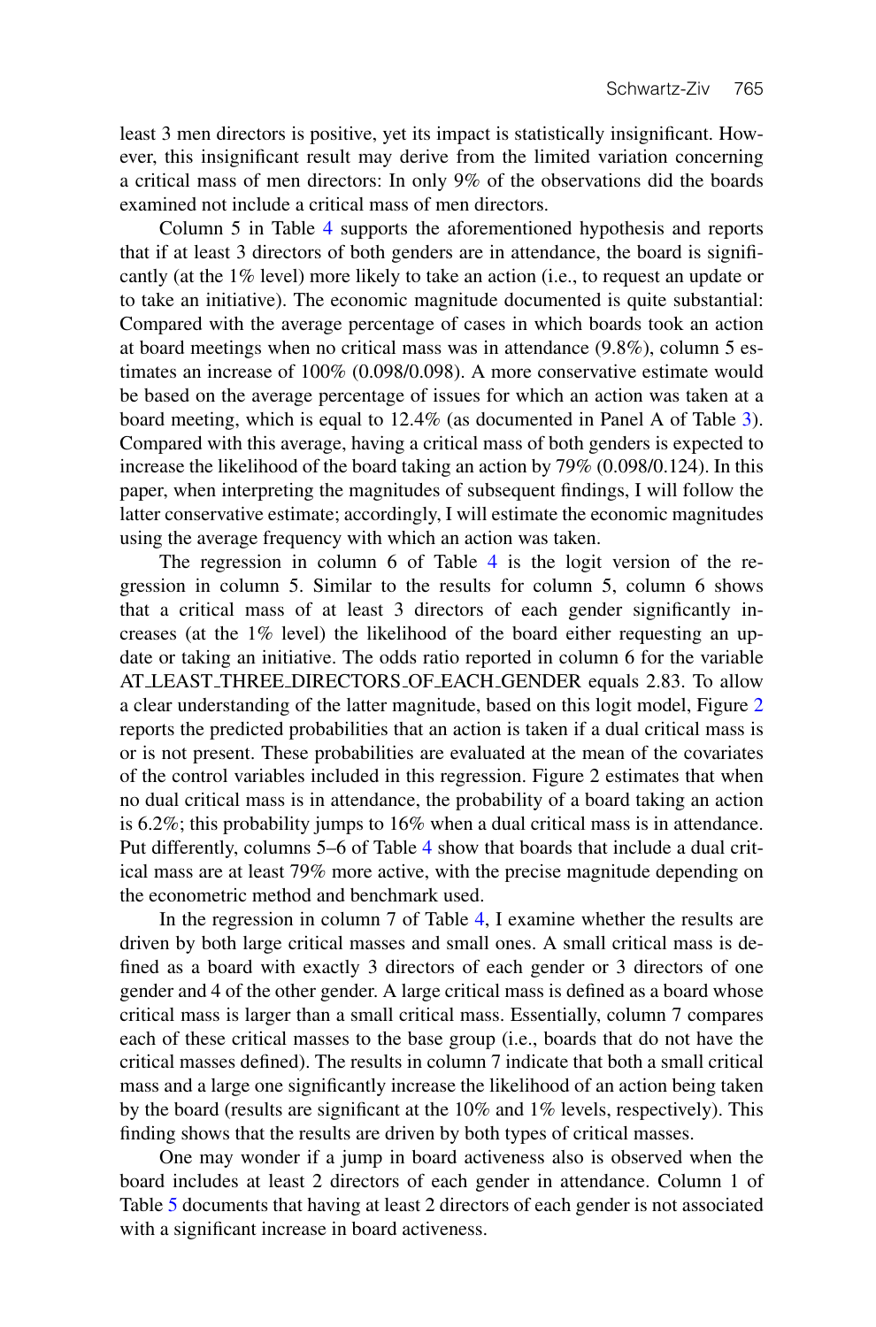least 3 men directors is positive, yet its impact is statistically insignificant. However, this insignificant result may derive from the limited variation concerning a critical mass of men directors: In only 9% of the observations did the boards examined not include a critical mass of men directors.

Column 5 in Table 4 supports the aforementioned hypothesis and reports that if at least 3 directors of both genders are in attendance, the board is significantly (at the 1% level) more likely to take an action (i.e., to request an update or to take an initiative). The economic magnitude documented is quite substantial: Compared with the average percentage of cases in which boards took an action at board meetings when no critical mass was in attendance (9.8%), column 5 estimates an increase of 100% (0.098/0.098). A more conservative estimate would be based on the average percentage of issues for which an action was taken at a board meeting, which is equal to 12.4% (as documented in Panel A of Table 3). Compared with this average, having a critical mass of both genders is expected to increase the likelihood of the board taking an action by 79% (0.098/0.124). In this paper, when interpreting the magnitudes of subsequent findings, I will follow the latter conservative estimate; accordingly, I will estimate the economic magnitudes using the average frequency with which an action was taken.

The regression in column 6 of Table 4 is the logit version of the regression in column 5. Similar to the results for column 5, column 6 shows that a critical mass of at least 3 directors of each gender significantly increases (at the 1% level) the likelihood of the board either requesting an update or taking an initiative. The odds ratio reported in column 6 for the variable AT_LEAST_THREE_DIRECTORS_OF_EACH_GENDER equals 2.83. To allow a clear understanding of the latter magnitude, based on this logit model, Figure 2 reports the predicted probabilities that an action is taken if a dual critical mass is or is not present. These probabilities are evaluated at the mean of the covariates of the control variables included in this regression. Figure 2 estimates that when no dual critical mass is in attendance, the probability of a board taking an action is 6.2%; this probability jumps to 16% when a dual critical mass is in attendance. Put differently, columns 5–6 of Table 4 show that boards that include a dual critical mass are at least 79% more active, with the precise magnitude depending on the econometric method and benchmark used.

In the regression in column 7 of Table 4, I examine whether the results are driven by both large critical masses and small ones. A small critical mass is defined as a board with exactly 3 directors of each gender or 3 directors of one gender and 4 of the other gender. A large critical mass is defined as a board whose critical mass is larger than a small critical mass. Essentially, column 7 compares each of these critical masses to the base group (i.e., boards that do not have the critical masses defined). The results in column 7 indicate that both a small critical mass and a large one significantly increase the likelihood of an action being taken by the board (results are significant at the 10% and 1% levels, respectively). This finding shows that the results are driven by both types of critical masses.

One may wonder if a jump in board activeness also is observed when the board includes at least 2 directors of each gender in attendance. Column 1 of Table 5 documents that having at least 2 directors of each gender is not associated with a significant increase in board activeness.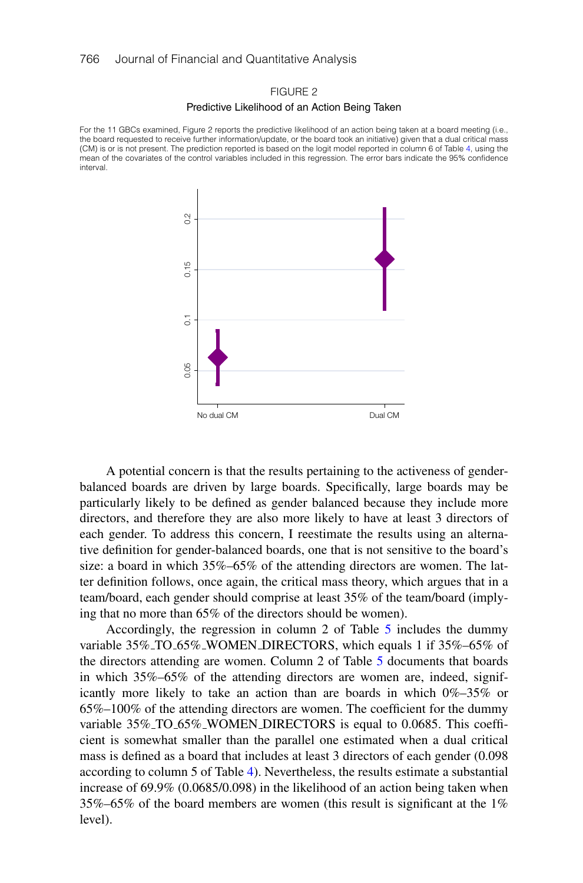FIGURE 2

Predictive Likelihood of an Action Being Taken

For the 11 GBCs examined, Figure 2 reports the predictive likelihood of an action being taken at a board meeting (i.e., the board requested to receive further information/update, or the board took an initiative) given that a dual critical mass (CM) is or is not present. The prediction reported is based on the logit model reported in column 6 of Table 4, using the mean of the covariates of the control variables included in this regression. The error bars indicate the 95% confidence interval.

A potential concern is that the results pertaining to the activeness of gender-balanced boards are driven by large boards. Specifically, large boards may be particularly likely to be defined as gender balanced because they include more directors, and therefore they are also more likely to have at least 3 directors of each gender. To address this concern, I reestimate the results using an alternative definition for gender-balanced boards, one that is not sensitive to the board's size: a board in which 35%–65% of the attending directors are women. The latter definition follows, once again, the critical mass theory, which argues that in a team/board, each gender should comprise at least 35% of the team/board (implying that no more than 65% of the directors should be women).

Accordingly, the regression in column 2 of Table 5 includes the dummy variable 35%_TO_65%_WOMEN_DIRECTORS, which equals 1 if 35%–65% of the directors attending are women. Column 2 of Table 5 documents that boards in which 35%–65% of the attending directors are women are, indeed, significantly more likely to take an action than are boards in which 0%–35% or 65%–100% of the attending directors are women. The coefficient for the dummy variable 35%_TO_65%_WOMEN_DIRECTORS is equal to 0.0685. This coefficient is somewhat smaller than the parallel one estimated when a dual critical mass is defined as a board that includes at least 3 directors of each gender (0.098 according to column 5 of Table 4). Nevertheless, the results estimate a substantial increase of 69.9% (0.0685/0.098) in the likelihood of an action being taken when 35%–65% of the board members are women (this result is significant at the 1% level).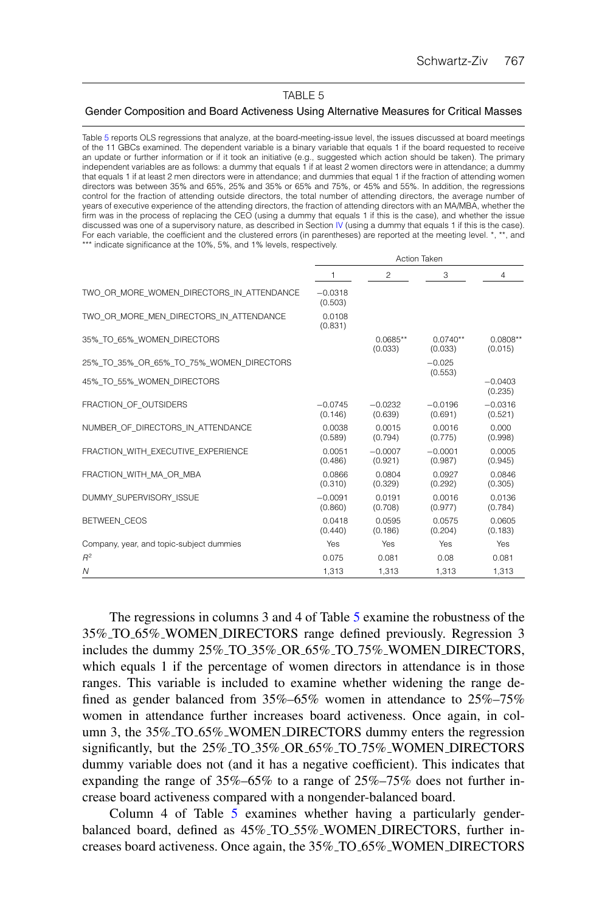TABLE 5

Gender Composition and Board Activeness Using Alternative Measures for Critical Masses

Table 5 reports OLS regressions that analyze, at the board-meeting-issue level, the issues discussed at board meetings of the 11 GBCs examined. The dependent variable is a binary variable that equals 1 if the board requested to receive an update or further information or if it took an initiative (e.g., suggested which action should be taken). The primary independent variables are as follows: a dummy that equals 1 if at least 2 women directors were in attendance; a dummy that equals 1 if at least 2 men directors were in attendance; and dummies that equal 1 if the fraction of attending women directors was between 35% and 65%, 25% and 35% or 65% and 75%, or 45% and 55%. In addition, the regressions control for the fraction of attending outside directors, the total number of attending directors, the average number of years of executive experience of the attending directors, the fraction of attending directors with an MA/MBA, whether the firm was in the process of replacing the CEO (using a dummy that equals 1 if this is the case), and whether the issue discussed was one of a supervisory nature, as described in Section IV (using a dummy that equals 1 if this is the case). For each variable, the coefficient and the clustered errors (in parentheses) are reported at the meeting level. *, **, and *** indicate significance at the 10%, 5%, and 1% levels, respectively.

| | Action Taken | | | |
|---|---|---|---|---|
| | 1 | 2 | 3 | 4 |
| TWO_OR_MORE_WOMEN_DIRECTORS_IN_ATTENDANCE | −0.0318 (0.503) | | | |
| TWO_OR_MORE_MEN_DIRECTORS_IN_ATTENDANCE | 0.0108 (0.831) | | | |
| 35%_TO_65%_WOMEN_DIRECTORS | | 0.0685** (0.033) | 0.0740** (0.033) | 0.0808** (0.015) |
| 25%_TO_35%_OR_65%_TO_75%_WOMEN_DIRECTORS | | | −0.025 (0.553) | |
| 45%_TO_55%_WOMEN_DIRECTORS | | | | −0.0403 (0.235) |
| FRACTION_OF_OUTSIDERS | −0.0745 (0.146) | −0.0232 (0.639) | −0.0196 (0.691) | −0.0316 (0.521) |
| NUMBER_OF_DIRECTORS_IN_ATTENDANCE | 0.0038 (0.589) | 0.0015 (0.794) | 0.0016 (0.775) | 0.000 (0.998) |
| FRACTION_WITH_EXECUTIVE_EXPERIENCE | 0.0051 (0.486) | −0.0007 (0.921) | −0.0001 (0.987) | 0.0005 (0.945) |
| FRACTION_WITH_MA_OR_MBA | 0.0866 (0.310) | 0.0804 (0.329) | 0.0927 (0.292) | 0.0846 (0.305) |
| DUMMY_SUPERVISORY_ISSUE | −0.0091 (0.860) | 0.0191 (0.708) | 0.0016 (0.977) | 0.0136 (0.784) |
| BETWEEN_CEOS | 0.0418 (0.440) | 0.0595 (0.186) | 0.0575 (0.204) | 0.0605 (0.183) |
| Company, year, and topic-subject dummies | Yes | Yes | Yes | Yes |
| $R^2$ | 0.075 | 0.081 | 0.08 | 0.081 |
| $N$ | 1,313 | 1,313 | 1,313 | 1,313 |

The regressions in columns 3 and 4 of Table 5 examine the robustness of the 35%_TO_65%_WOMEN_DIRECTORS range defined previously. Regression 3 includes the dummy 25%_TO_35%_OR_65%_TO_75%_WOMEN_DIRECTORS, which equals 1 if the percentage of women directors in attendance is in those ranges. This variable is included to examine whether widening the range defined as gender balanced from 35%–65% women in attendance to 25%–75% women in attendance further increases board activeness. Once again, in column 3, the 35%_TO_65%_WOMEN_DIRECTORS dummy enters the regression significantly, but the 25%_TO_35%_OR_65%_TO_75%_WOMEN_DIRECTORS dummy variable does not (and it has a negative coefficient). This indicates that expanding the range of 35%–65% to a range of 25%–75% does not further increase board activeness compared with a nongender-balanced board.

Column 4 of Table 5 examines whether having a particularly gender-balanced board, defined as 45%_TO_55%_WOMEN_DIRECTORS, further increases board activeness. Once again, the 35%_TO_65%_WOMEN_DIRECTORS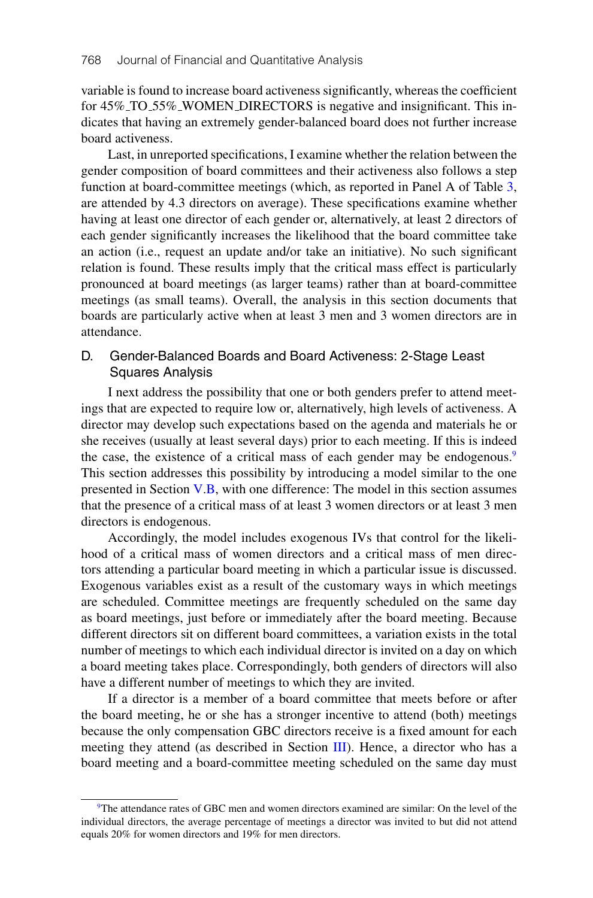variable is found to increase board activeness significantly, whereas the coefficient for 45%_TO_55%_WOMEN_DIRECTORS is negative and insignificant. This indicates that having an extremely gender-balanced board does not further increase board activeness.

Last, in unreported specifications, I examine whether the relation between the gender composition of board committees and their activeness also follows a step function at board-committee meetings (which, as reported in Panel A of Table 3, are attended by 4.3 directors on average). These specifications examine whether having at least one director of each gender or, alternatively, at least 2 directors of each gender significantly increases the likelihood that the board committee take an action (i.e., request an update and/or take an initiative). No such significant relation is found. These results imply that the critical mass effect is particularly pronounced at board meetings (as larger teams) rather than at board-committee meetings (as small teams). Overall, the analysis in this section documents that boards are particularly active when at least 3 men and 3 women directors are in attendance.

## D. Gender-Balanced Boards and Board Activeness: 2-Stage Least Squares Analysis

I next address the possibility that one or both genders prefer to attend meetings that are expected to require low or, alternatively, high levels of activeness. A director may develop such expectations based on the agenda and materials he or she receives (usually at least several days) prior to each meeting. If this is indeed the case, the existence of a critical mass of each gender may be endogenous.[9] This section addresses this possibility by introducing a model similar to the one presented in Section V.B, with one difference: The model in this section assumes that the presence of a critical mass of at least 3 women directors or at least 3 men directors is endogenous.

Accordingly, the model includes exogenous IVs that control for the likelihood of a critical mass of women directors and a critical mass of men directors attending a particular board meeting in which a particular issue is discussed. Exogenous variables exist as a result of the customary ways in which meetings are scheduled. Committee meetings are frequently scheduled on the same day as board meetings, just before or immediately after the board meeting. Because different directors sit on different board committees, a variation exists in the total number of meetings to which each individual director is invited on a day on which a board meeting takes place. Correspondingly, both genders of directors will also have a different number of meetings to which they are invited.

If a director is a member of a board committee that meets before or after the board meeting, he or she has a stronger incentive to attend (both) meetings because the only compensation GBC directors receive is a fixed amount for each meeting they attend (as described in Section III). Hence, a director who has a board meeting and a board-committee meeting scheduled on the same day must

[9]The attendance rates of GBC men and women directors examined are similar: On the level of the individual directors, the average percentage of meetings a director was invited to but did not attend equals 20% for women directors and 19% for men directors.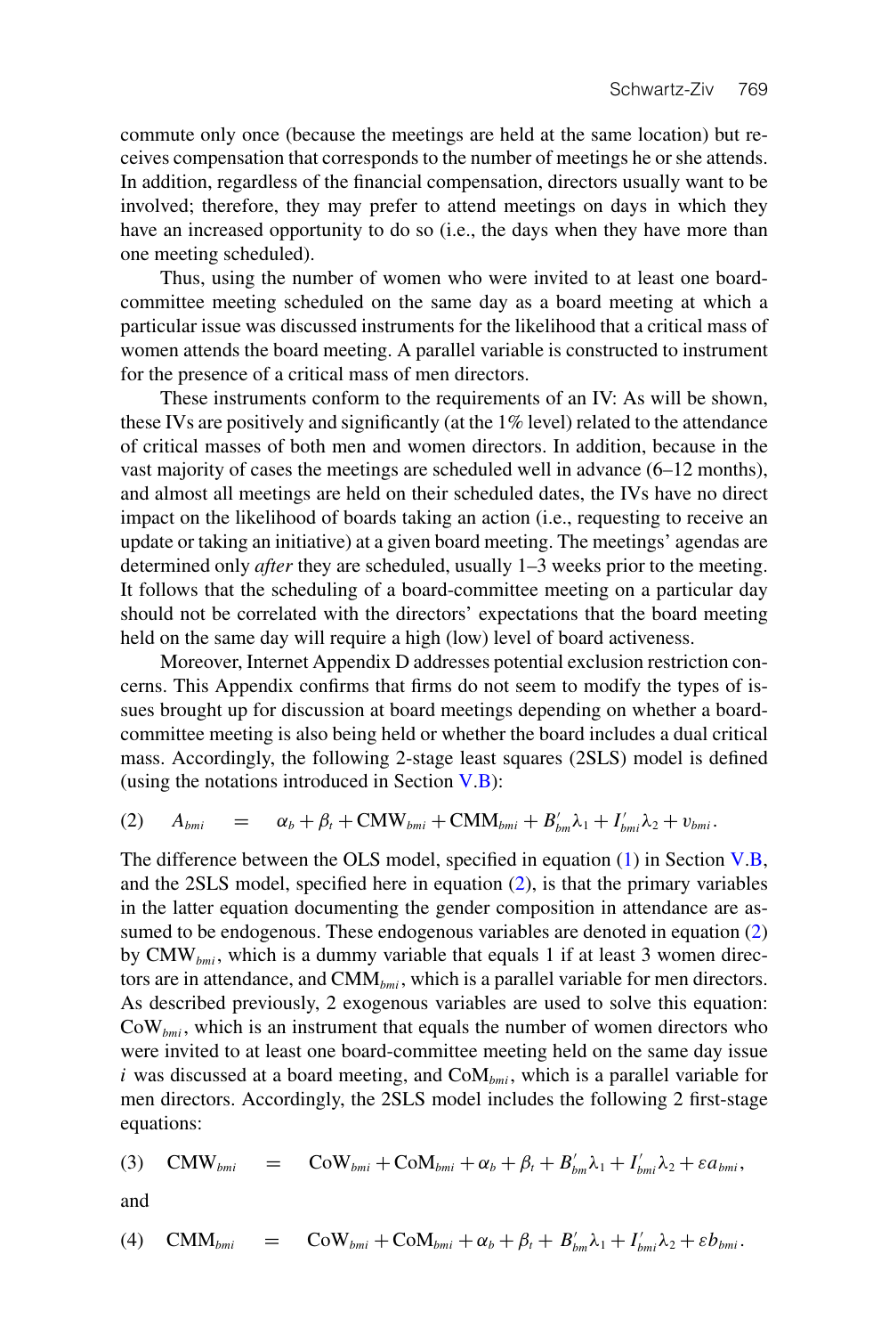commute only once (because the meetings are held at the same location) but receives compensation that corresponds to the number of meetings he or she attends. In addition, regardless of the financial compensation, directors usually want to be involved; therefore, they may prefer to attend meetings on days in which they have an increased opportunity to do so (i.e., the days when they have more than one meeting scheduled).

Thus, using the number of women who were invited to at least one board-committee meeting scheduled on the same day as a board meeting at which a particular issue was discussed instruments for the likelihood that a critical mass of women attends the board meeting. A parallel variable is constructed to instrument for the presence of a critical mass of men directors.

These instruments conform to the requirements of an IV: As will be shown, these IVs are positively and significantly (at the 1% level) related to the attendance of critical masses of both men and women directors. In addition, because in the vast majority of cases the meetings are scheduled well in advance (6–12 months), and almost all meetings are held on their scheduled dates, the IVs have no direct impact on the likelihood of boards taking an action (i.e., requesting to receive an update or taking an initiative) at a given board meeting. The meetings' agendas are determined only *after* they are scheduled, usually 1–3 weeks prior to the meeting. It follows that the scheduling of a board-committee meeting on a particular day should not be correlated with the directors' expectations that the board meeting held on the same day will require a high (low) level of board activeness.

Moreover, Internet Appendix D addresses potential exclusion restriction concerns. This Appendix confirms that firms do not seem to modify the types of issues brought up for discussion at board meetings depending on whether a board-committee meeting is also being held or whether the board includes a dual critical mass. Accordingly, the following 2-stage least squares (2SLS) model is defined (using the notations introduced in Section V.B):

$$(2) \quad A_{bmi} = \alpha_b + \beta_t + \text{CMW}_{bmi} + \text{CMM}_{bmi} + B'_{bm}\lambda_1 + I'_{bmi}\lambda_2 + \upsilon_{bmi}.$$

The difference between the OLS model, specified in equation (1) in Section V.B, and the 2SLS model, specified here in equation (2), is that the primary variables in the latter equation documenting the gender composition in attendance are assumed to be endogenous. These endogenous variables are denoted in equation (2) by $\text{CMW}_{bmi}$, which is a dummy variable that equals 1 if at least 3 women directors are in attendance, and $\text{CMM}_{bmi}$, which is a parallel variable for men directors. As described previously, 2 exogenous variables are used to solve this equation: $\text{CoW}_{bmi}$, which is an instrument that equals the number of women directors who were invited to at least one board-committee meeting held on the same day issue $i$ was discussed at a board meeting, and $\text{CoM}_{bmi}$, which is a parallel variable for men directors. Accordingly, the 2SLS model includes the following 2 first-stage equations:

$$(3) \quad \text{CMW}_{bmi} = \text{CoW}_{bmi} + \text{CoM}_{bmi} + \alpha_b + \beta_t + B'_{bm}\lambda_1 + I'_{bmi}\lambda_2 + \varepsilon a_{bmi},$$

and

$$(4) \quad \text{CMM}_{bmi} = \text{CoW}_{bmi} + \text{CoM}_{bmi} + \alpha_b + \beta_t + B'_{bm}\lambda_1 + I'_{bmi}\lambda_2 + \varepsilon b_{bmi}.$$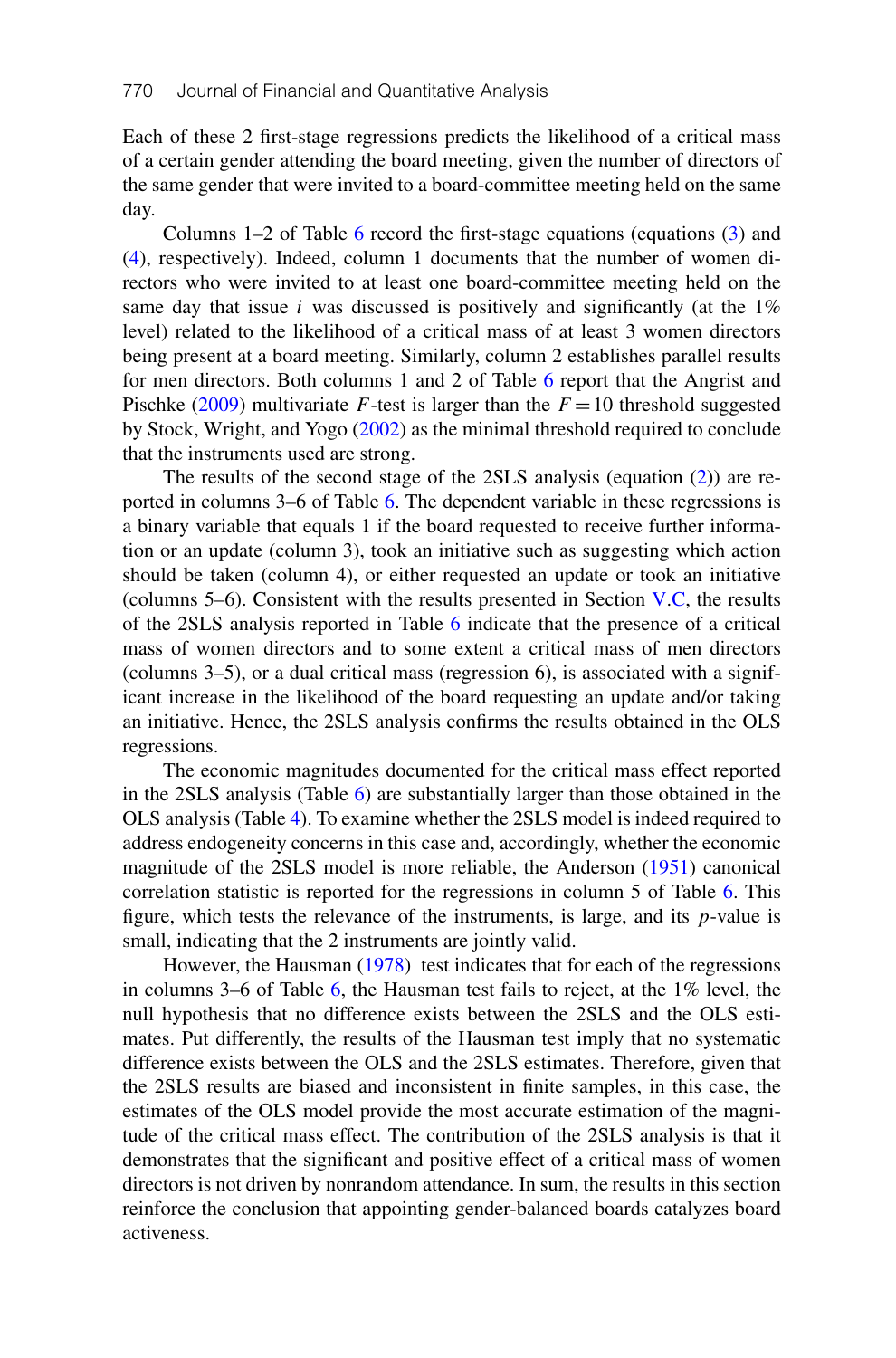Each of these 2 first-stage regressions predicts the likelihood of a critical mass of a certain gender attending the board meeting, given the number of directors of the same gender that were invited to a board-committee meeting held on the same day.

Columns 1–2 of Table 6 record the first-stage equations (equations (3) and (4), respectively). Indeed, column 1 documents that the number of women directors who were invited to at least one board-committee meeting held on the same day that issue $i$ was discussed is positively and significantly (at the 1% level) related to the likelihood of a critical mass of at least 3 women directors being present at a board meeting. Similarly, column 2 establishes parallel results for men directors. Both columns 1 and 2 of Table 6 report that the Angrist and Pischke (2009) multivariate $F$-test is larger than the $F = 10$ threshold suggested by Stock, Wright, and Yogo (2002) as the minimal threshold required to conclude that the instruments used are strong.

The results of the second stage of the 2SLS analysis (equation (2)) are reported in columns 3–6 of Table 6. The dependent variable in these regressions is a binary variable that equals 1 if the board requested to receive further information or an update (column 3), took an initiative such as suggesting which action should be taken (column 4), or either requested an update or took an initiative (columns 5–6). Consistent with the results presented in Section V.C, the results of the 2SLS analysis reported in Table 6 indicate that the presence of a critical mass of women directors and to some extent a critical mass of men directors (columns 3–5), or a dual critical mass (regression 6), is associated with a significant increase in the likelihood of the board requesting an update and/or taking an initiative. Hence, the 2SLS analysis confirms the results obtained in the OLS regressions.

The economic magnitudes documented for the critical mass effect reported in the 2SLS analysis (Table 6) are substantially larger than those obtained in the OLS analysis (Table 4). To examine whether the 2SLS model is indeed required to address endogeneity concerns in this case and, accordingly, whether the economic magnitude of the 2SLS model is more reliable, the Anderson (1951) canonical correlation statistic is reported for the regressions in column 5 of Table 6. This figure, which tests the relevance of the instruments, is large, and its $p$-value is small, indicating that the 2 instruments are jointly valid.

However, the Hausman (1978) test indicates that for each of the regressions in columns 3–6 of Table 6, the Hausman test fails to reject, at the 1% level, the null hypothesis that no difference exists between the 2SLS and the OLS estimates. Put differently, the results of the Hausman test imply that no systematic difference exists between the OLS and the 2SLS estimates. Therefore, given that the 2SLS results are biased and inconsistent in finite samples, in this case, the estimates of the OLS model provide the most accurate estimation of the magnitude of the critical mass effect. The contribution of the 2SLS analysis is that it demonstrates that the significant and positive effect of a critical mass of women directors is not driven by nonrandom attendance. In sum, the results in this section reinforce the conclusion that appointing gender-balanced boards catalyzes board activeness.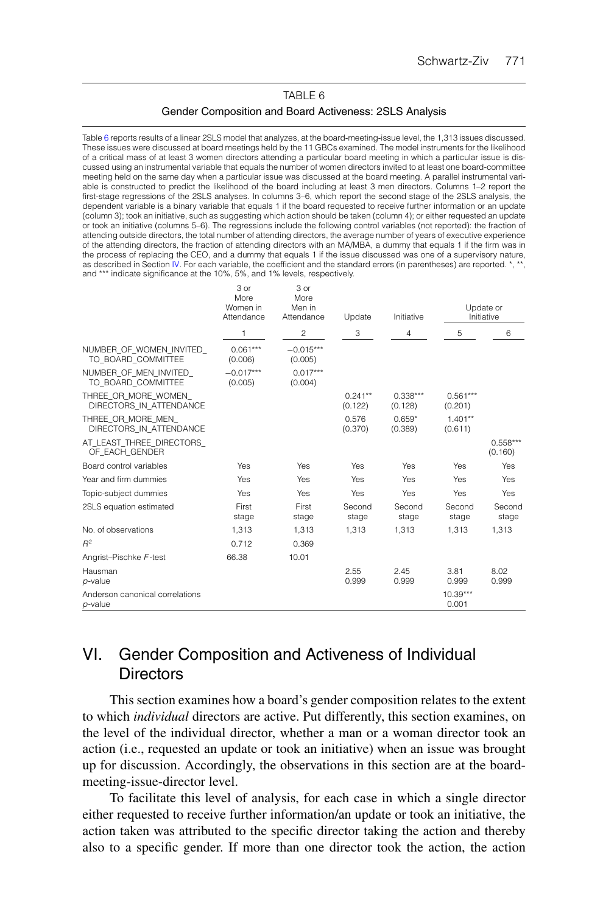## TABLE 6

### Gender Composition and Board Activeness: 2SLS Analysis

Table 6 reports results of a linear 2SLS model that analyzes, at the board-meeting-issue level, the 1,313 issues discussed. These issues were discussed at board meetings held by the 11 GBCs examined. The model instruments for the likelihood of a critical mass of at least 3 women directors attending a particular board meeting in which a particular issue is discussed using an instrumental variable that equals the number of women directors invited to at least one board-committee meeting held on the same day when a particular issue was discussed at the board meeting. A parallel instrumental variable is constructed to predict the likelihood of the board including at least 3 men directors. Columns 1–2 report the first-stage regressions of the 2SLS analyses. In columns 3–6, which report the second stage of the 2SLS analysis, the dependent variable is a binary variable that equals 1 if the board requested to receive further information or an update (column 3); took an initiative, such as suggesting which action should be taken (column 4); or either requested an update or took an initiative (columns 5–6). The regressions include the following control variables (not reported): the fraction of attending outside directors, the total number of attending directors, the average number of years of executive experience of the attending directors, the fraction of attending directors with an MA/MBA, a dummy that equals 1 if the firm was in the process of replacing the CEO, and a dummy that equals 1 if the issue discussed was one of a supervisory nature, as described in Section IV. For each variable, the coefficient and the standard errors (in parentheses) are reported. *, **, and *** indicate significance at the 10%, 5%, and 1% levels, respectively.

| | 3 or More Women in Attendance | 3 or More Men in Attendance | Update | Initiative | Update or Initiative | |
|---|---|---|---|---|---|---|
| | 1 | 2 | 3 | 4 | 5 | 6 |
| NUMBER_OF_WOMEN_INVITED_TO_BOARD_COMMITTEE | 0.061*** (0.006) | −0.015*** (0.005) | | | | |
| NUMBER_OF_MEN_INVITED_TO_BOARD_COMMITTEE | −0.017*** (0.005) | 0.017*** (0.004) | | | | |
| THREE_OR_MORE_WOMEN_DIRECTORS_IN_ATTENDANCE | | | 0.241** (0.122) | 0.338*** (0.128) | 0.561*** (0.201) | |
| THREE_OR_MORE_MEN_DIRECTORS_IN_ATTENDANCE | | | 0.576 (0.370) | 0.659* (0.389) | 1.401** (0.611) | |
| AT_LEAST_THREE_DIRECTORS_OF_EACH_GENDER | | | | | | 0.558*** (0.160) |
| Board control variables | Yes | Yes | Yes | Yes | Yes | Yes |
| Year and firm dummies | Yes | Yes | Yes | Yes | Yes | Yes |
| Topic-subject dummies | Yes | Yes | Yes | Yes | Yes | Yes |
| 2SLS equation estimated | First stage | First stage | Second stage | Second stage | Second stage | Second stage |
| No. of observations | 1,313 | 1,313 | 1,313 | 1,313 | 1,313 | 1,313 |
| $R^2$ | 0.712 | 0.369 | | | | |
| Angrist–Pischke $F$-test | 66.38 | 10.01 | | | | |
| Hausman $p$-value | | | 2.55 0.999 | 2.45 0.999 | 3.81 0.999 | 8.02 0.999 |
| Anderson canonical correlations $p$-value | | | | | 10.39*** 0.001 | |

# VI. Gender Composition and Activeness of Individual Directors

This section examines how a board's gender composition relates to the extent to which *individual* directors are active. Put differently, this section examines, on the level of the individual director, whether a man or a woman director took an action (i.e., requested an update or took an initiative) when an issue was brought up for discussion. Accordingly, the observations in this section are at the board-meeting-issue-director level.

To facilitate this level of analysis, for each case in which a single director either requested to receive further information/an update or took an initiative, the action taken was attributed to the specific director taking the action and thereby also to a specific gender. If more than one director took the action, the action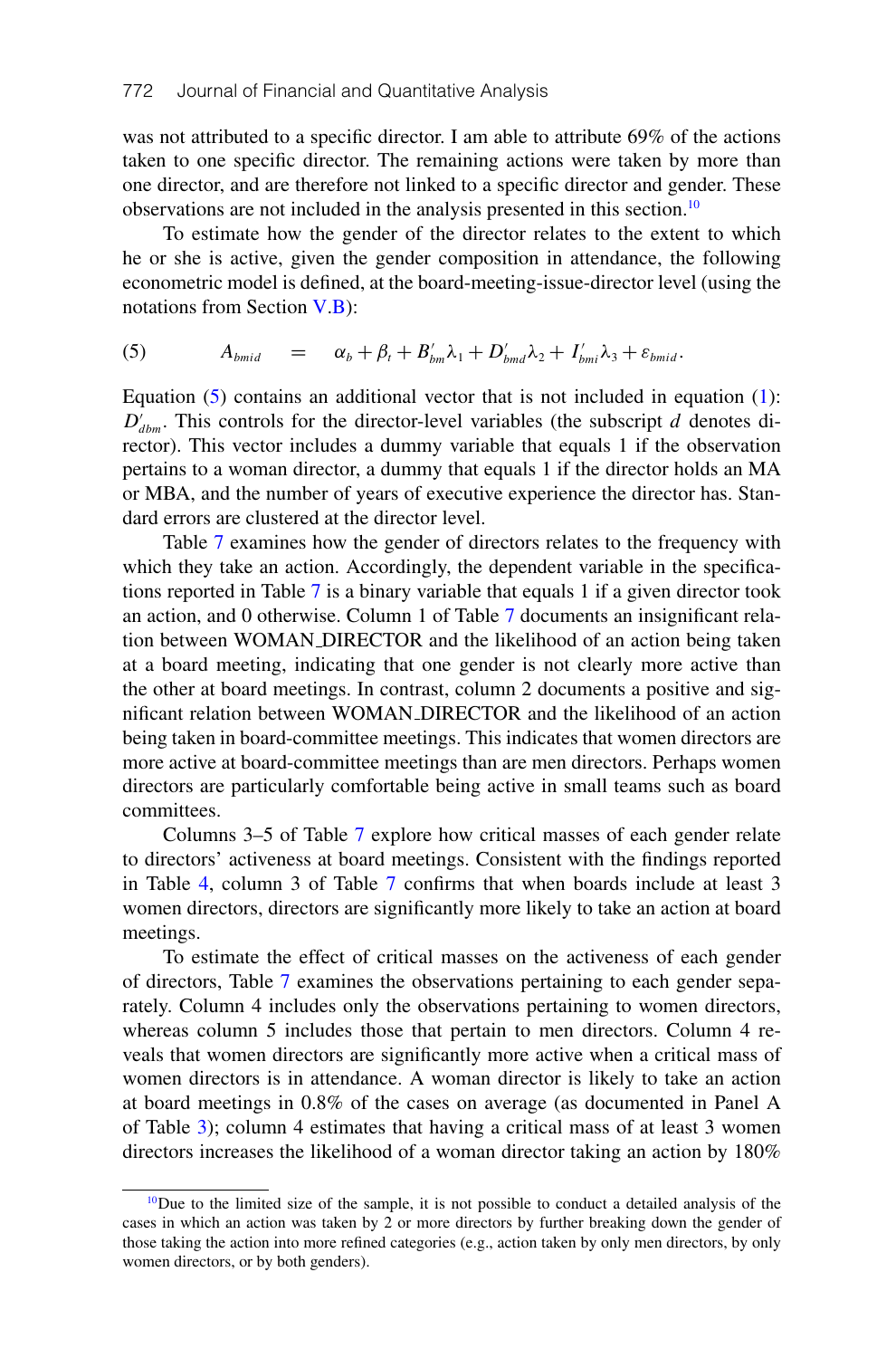was not attributed to a specific director. I am able to attribute 69% of the actions taken to one specific director. The remaining actions were taken by more than one director, and are therefore not linked to a specific director and gender. These observations are not included in the analysis presented in this section.[10]

To estimate how the gender of the director relates to the extent to which he or she is active, given the gender composition in attendance, the following econometric model is defined, at the board-meeting-issue-director level (using the notations from Section V.B):

$$(5) \qquad A_{bmid} \quad = \quad \alpha_b + \beta_t + B'_{bm}\lambda_1 + D'_{bmd}\lambda_2 + I'_{bmi}\lambda_3 + \varepsilon_{bmid}.$$

Equation (5) contains an additional vector that is not included in equation (1): $D'_{dbm}$. This controls for the director-level variables (the subscript $d$ denotes director). This vector includes a dummy variable that equals 1 if the observation pertains to a woman director, a dummy that equals 1 if the director holds an MA or MBA, and the number of years of executive experience the director has. Standard errors are clustered at the director level.

Table 7 examines how the gender of directors relates to the frequency with which they take an action. Accordingly, the dependent variable in the specifications reported in Table 7 is a binary variable that equals 1 if a given director took an action, and 0 otherwise. Column 1 of Table 7 documents an insignificant relation between WOMAN_DIRECTOR and the likelihood of an action being taken at a board meeting, indicating that one gender is not clearly more active than the other at board meetings. In contrast, column 2 documents a positive and significant relation between WOMAN_DIRECTOR and the likelihood of an action being taken in board-committee meetings. This indicates that women directors are more active at board-committee meetings than are men directors. Perhaps women directors are particularly comfortable being active in small teams such as board committees.

Columns 3–5 of Table 7 explore how critical masses of each gender relate to directors' activeness at board meetings. Consistent with the findings reported in Table 4, column 3 of Table 7 confirms that when boards include at least 3 women directors, directors are significantly more likely to take an action at board meetings.

To estimate the effect of critical masses on the activeness of each gender of directors, Table 7 examines the observations pertaining to each gender separately. Column 4 includes only the observations pertaining to women directors, whereas column 5 includes those that pertain to men directors. Column 4 reveals that women directors are significantly more active when a critical mass of women directors is in attendance. A woman director is likely to take an action at board meetings in 0.8% of the cases on average (as documented in Panel A of Table 3); column 4 estimates that having a critical mass of at least 3 women directors increases the likelihood of a woman director taking an action by 180%

[10]Due to the limited size of the sample, it is not possible to conduct a detailed analysis of the cases in which an action was taken by 2 or more directors by further breaking down the gender of those taking the action into more refined categories (e.g., action taken by only men directors, by only women directors, or by both genders).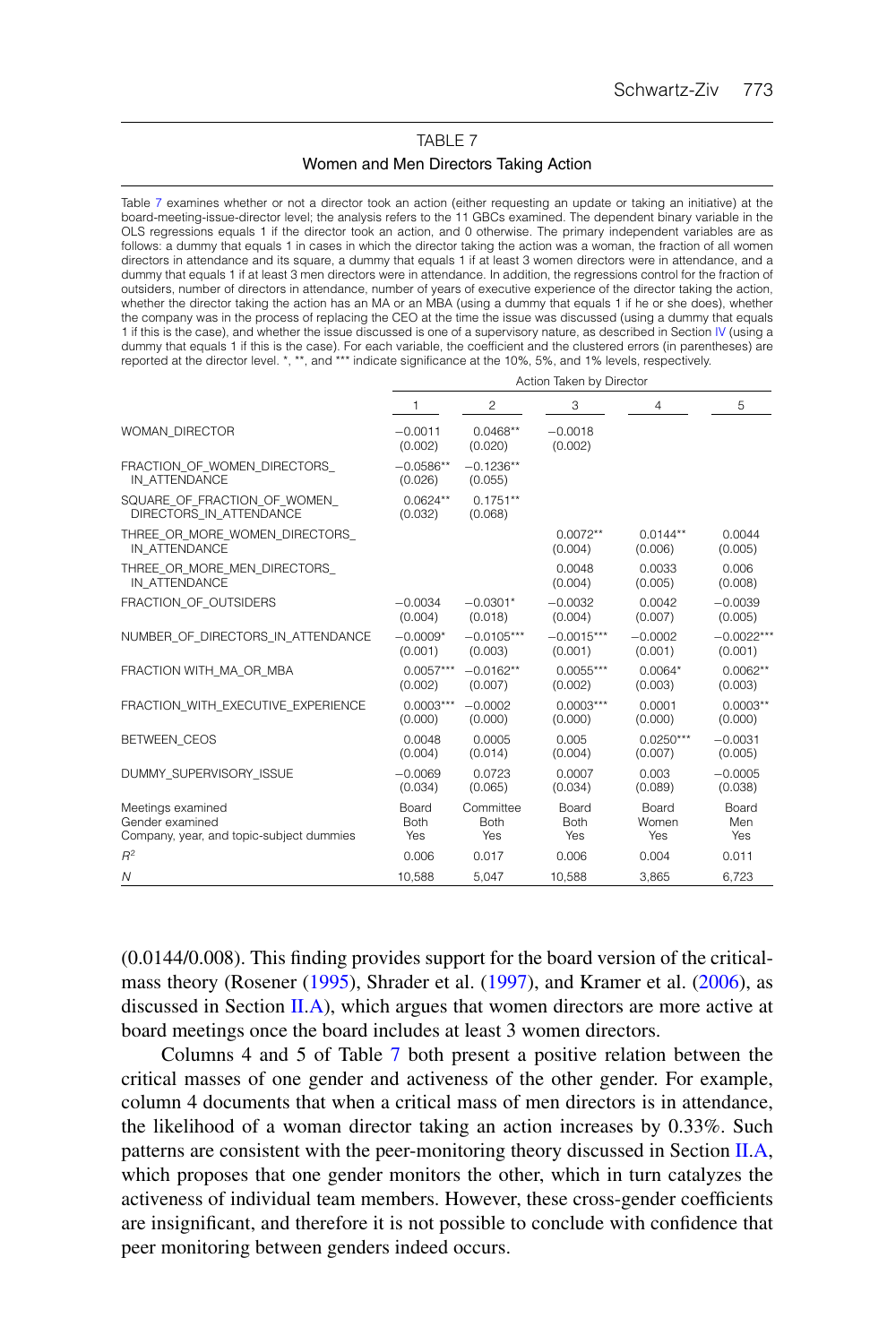TABLE 7

Women and Men Directors Taking Action

Table 7 examines whether or not a director took an action (either requesting an update or taking an initiative) at the board-meeting-issue-director level; the analysis refers to the 11 GBCs examined. The dependent binary variable in the OLS regressions equals 1 if the director took an action, and 0 otherwise. The primary independent variables are as follows: a dummy that equals 1 in cases in which the director taking the action was a woman, the fraction of all women directors in attendance and its square, a dummy that equals 1 if at least 3 women directors were in attendance, and a dummy that equals 1 if at least 3 men directors were in attendance. In addition, the regressions control for the fraction of outsiders, number of directors in attendance, number of years of executive experience of the director taking the action, whether the director taking the action has an MA or an MBA (using a dummy that equals 1 if he or she does), whether the company was in the process of replacing the CEO at the time the issue was discussed (using a dummy that equals 1 if this is the case), and whether the issue discussed is one of a supervisory nature, as described in Section IV (using a dummy that equals 1 if this is the case). For each variable, the coefficient and the clustered errors (in parentheses) are reported at the director level. *, **, and *** indicate significance at the 10%, 5%, and 1% levels, respectively.

| | Action Taken by Director | | | | |
|---|---|---|---|---|---|
| | 1 | 2 | 3 | 4 | 5 |
| WOMAN_DIRECTOR | −0.0011 (0.002) | 0.0468** (0.020) | −0.0018 (0.002) | | |
| FRACTION_OF_WOMEN_DIRECTORS_IN_ATTENDANCE | −0.0586** (0.026) | −0.1236** (0.055) | | | |
| SQUARE_OF_FRACTION_OF_WOMEN_DIRECTORS_IN_ATTENDANCE | 0.0624** (0.032) | 0.1751** (0.068) | | | |
| THREE_OR_MORE_WOMEN_DIRECTORS_IN_ATTENDANCE | | | 0.0072** (0.004) | 0.0144** (0.006) | 0.0044 (0.005) |
| THREE_OR_MORE_MEN_DIRECTORS_IN_ATTENDANCE | | | 0.0048 (0.004) | 0.0033 (0.005) | 0.006 (0.008) |
| FRACTION_OF_OUTSIDERS | −0.0034 (0.004) | −0.0301* (0.018) | −0.0032 (0.004) | 0.0042 (0.007) | −0.0039 (0.005) |
| NUMBER_OF_DIRECTORS_IN_ATTENDANCE | −0.0009* (0.001) | −0.0105*** (0.003) | −0.0015*** (0.001) | −0.0002 (0.001) | −0.0022*** (0.001) |
| FRACTION WITH_MA_OR_MBA | 0.0057*** (0.002) | −0.0162** (0.007) | 0.0055*** (0.002) | 0.0064* (0.003) | 0.0062** (0.003) |
| FRACTION_WITH_EXECUTIVE_EXPERIENCE | 0.0003*** (0.000) | −0.0002 (0.000) | 0.0003*** (0.000) | 0.0001 (0.000) | 0.0003** (0.000) |
| BETWEEN_CEOS | 0.0048 (0.004) | 0.0005 (0.014) | 0.005 (0.004) | 0.0250*** (0.007) | −0.0031 (0.005) |
| DUMMY_SUPERVISORY_ISSUE | −0.0069 (0.034) | 0.0723 (0.065) | 0.0007 (0.034) | 0.003 (0.089) | −0.0005 (0.038) |
| Meetings examined | Board | Committee | Board | Board | Board |
| Gender examined | Both | Both | Both | Women | Men |
| Company, year, and topic-subject dummies | Yes | Yes | Yes | Yes | Yes |
| $R^2$ | 0.006 | 0.017 | 0.006 | 0.004 | 0.011 |
| $N$ | 10,588 | 5,047 | 10,588 | 3,865 | 6,723 |

(0.0144/0.008). This finding provides support for the board version of the critical-mass theory (Rosener (1995), Shrader et al. (1997), and Kramer et al. (2006), as discussed in Section II.A), which argues that women directors are more active at board meetings once the board includes at least 3 women directors.

Columns 4 and 5 of Table 7 both present a positive relation between the critical masses of one gender and activeness of the other gender. For example, column 4 documents that when a critical mass of men directors is in attendance, the likelihood of a woman director taking an action increases by 0.33%. Such patterns are consistent with the peer-monitoring theory discussed in Section II.A, which proposes that one gender monitors the other, which in turn catalyzes the activeness of individual team members. However, these cross-gender coefficients are insignificant, and therefore it is not possible to conclude with confidence that peer monitoring between genders indeed occurs.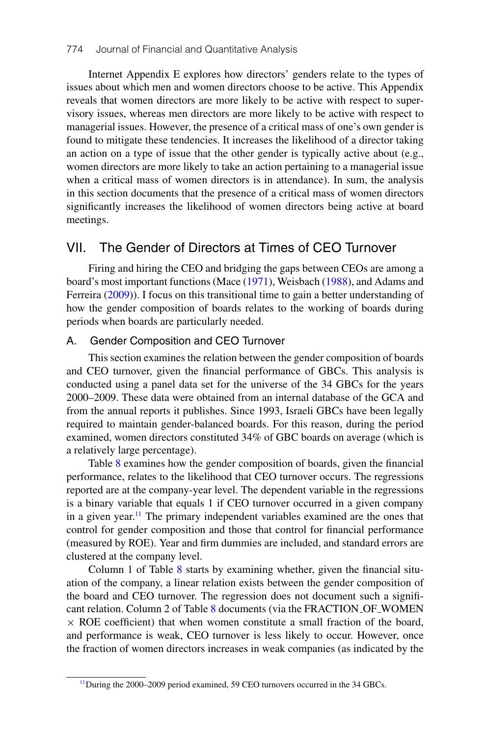Internet Appendix E explores how directors' genders relate to the types of issues about which men and women directors choose to be active. This Appendix reveals that women directors are more likely to be active with respect to supervisory issues, whereas men directors are more likely to be active with respect to managerial issues. However, the presence of a critical mass of one's own gender is found to mitigate these tendencies. It increases the likelihood of a director taking an action on a type of issue that the other gender is typically active about (e.g., women directors are more likely to take an action pertaining to a managerial issue when a critical mass of women directors is in attendance). In sum, the analysis in this section documents that the presence of a critical mass of women directors significantly increases the likelihood of women directors being active at board meetings.

## VII. The Gender of Directors at Times of CEO Turnover

Firing and hiring the CEO and bridging the gaps between CEOs are among a board's most important functions (Mace (1971), Weisbach (1988), and Adams and Ferreira (2009)). I focus on this transitional time to gain a better understanding of how the gender composition of boards relates to the working of boards during periods when boards are particularly needed.

### A. Gender Composition and CEO Turnover

This section examines the relation between the gender composition of boards and CEO turnover, given the financial performance of GBCs. This analysis is conducted using a panel data set for the universe of the 34 GBCs for the years 2000–2009. These data were obtained from an internal database of the GCA and from the annual reports it publishes. Since 1993, Israeli GBCs have been legally required to maintain gender-balanced boards. For this reason, during the period examined, women directors constituted 34% of GBC boards on average (which is a relatively large percentage).

Table 8 examines how the gender composition of boards, given the financial performance, relates to the likelihood that CEO turnover occurs. The regressions reported are at the company-year level. The dependent variable in the regressions is a binary variable that equals 1 if CEO turnover occurred in a given company in a given year.[11] The primary independent variables examined are the ones that control for gender composition and those that control for financial performance (measured by ROE). Year and firm dummies are included, and standard errors are clustered at the company level.

Column 1 of Table 8 starts by examining whether, given the financial situation of the company, a linear relation exists between the gender composition of the board and CEO turnover. The regression does not document such a significant relation. Column 2 of Table 8 documents (via the FRACTION_OF_WOMEN $\times$ ROE coefficient) that when women constitute a small fraction of the board, and performance is weak, CEO turnover is less likely to occur. However, once the fraction of women directors increases in weak companies (as indicated by the

[11] During the 2000–2009 period examined, 59 CEO turnovers occurred in the 34 GBCs.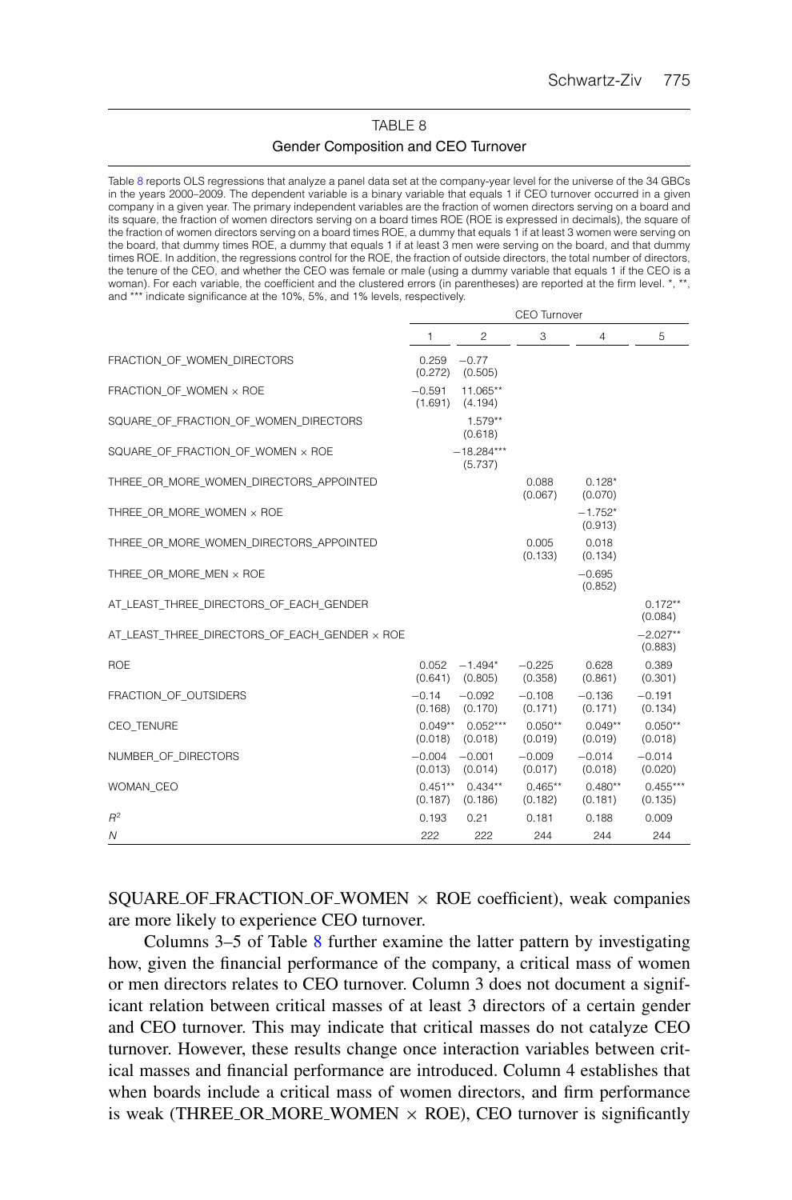TABLE 8

Gender Composition and CEO Turnover

Table 8 reports OLS regressions that analyze a panel data set at the company-year level for the universe of the 34 GBCs in the years 2000–2009. The dependent variable is a binary variable that equals 1 if CEO turnover occurred in a given company in a given year. The primary independent variables are the fraction of women directors serving on a board and its square, the fraction of women directors serving on a board times ROE (ROE is expressed in decimals), the square of the fraction of women directors serving on a board times ROE, a dummy that equals 1 if at least 3 women were serving on the board, that dummy times ROE, a dummy that equals 1 if at least 3 men were serving on the board, and that dummy times ROE. In addition, the regressions control for the ROE, the fraction of outside directors, the total number of directors, the tenure of the CEO, and whether the CEO was female or male (using a dummy variable that equals 1 if the CEO is a woman). For each variable, the coefficient and the clustered errors (in parentheses) are reported at the firm level. *, **, and *** indicate significance at the 10%, 5%, and 1% levels, respectively.

| | CEO Turnover | | | | |
|---|---|---|---|---|---|
| | 1 | 2 | 3 | 4 | 5 |
| FRACTION_OF_WOMEN_DIRECTORS | 0.259 (0.272) | −0.77 (0.505) | | | |
| FRACTION_OF_WOMEN × ROE | −0.591 (1.691) | 11.065** (4.194) | | | |
| SQUARE_OF_FRACTION_OF_WOMEN_DIRECTORS | | 1.579** (0.618) | | | |
| SQUARE_OF_FRACTION_OF_WOMEN × ROE | | −18.284*** (5.737) | | | |
| THREE_OR_MORE_WOMEN_DIRECTORS_APPOINTED | | | 0.088 (0.067) | 0.128* (0.070) | |
| THREE_OR_MORE_WOMEN × ROE | | | | −1.752* (0.913) | |
| THREE_OR_MORE_WOMEN_DIRECTORS_APPOINTED | | | 0.005 (0.133) | 0.018 (0.134) | |
| THREE_OR_MORE_MEN × ROE | | | | −0.695 (0.852) | |
| AT_LEAST_THREE_DIRECTORS_OF_EACH_GENDER | | | | | 0.172** (0.084) |
| AT_LEAST_THREE_DIRECTORS_OF_EACH_GENDER × ROE | | | | | −2.027** (0.883) |
| ROE | 0.052 (0.641) | −1.494* (0.805) | −0.225 (0.358) | 0.628 (0.861) | 0.389 (0.301) |
| FRACTION_OF_OUTSIDERS | −0.14 (0.168) | −0.092 (0.170) | −0.108 (0.171) | −0.136 (0.171) | −0.191 (0.134) |
| CEO_TENURE | 0.049** (0.018) | 0.052*** (0.018) | 0.050** (0.019) | 0.049** (0.019) | 0.050** (0.018) |
| NUMBER_OF_DIRECTORS | −0.004 (0.013) | −0.001 (0.014) | −0.009 (0.017) | −0.014 (0.018) | −0.014 (0.020) |
| WOMAN_CEO | 0.451** (0.187) | 0.434** (0.186) | 0.465** (0.182) | 0.480** (0.181) | 0.455*** (0.135) |
| $R^2$ | 0.193 | 0.21 | 0.181 | 0.188 | 0.009 |
| $N$ | 222 | 222 | 244 | 244 | 244 |

SQUARE_OF_FRACTION_OF_WOMEN × ROE coefficient), weak companies are more likely to experience CEO turnover.

Columns 3–5 of Table 8 further examine the latter pattern by investigating how, given the financial performance of the company, a critical mass of women or men directors relates to CEO turnover. Column 3 does not document a significant relation between critical masses of at least 3 directors of a certain gender and CEO turnover. This may indicate that critical masses do not catalyze CEO turnover. However, these results change once interaction variables between critical masses and financial performance are introduced. Column 4 establishes that when boards include a critical mass of women directors, and firm performance is weak (THREE_OR_MORE_WOMEN × ROE), CEO turnover is significantly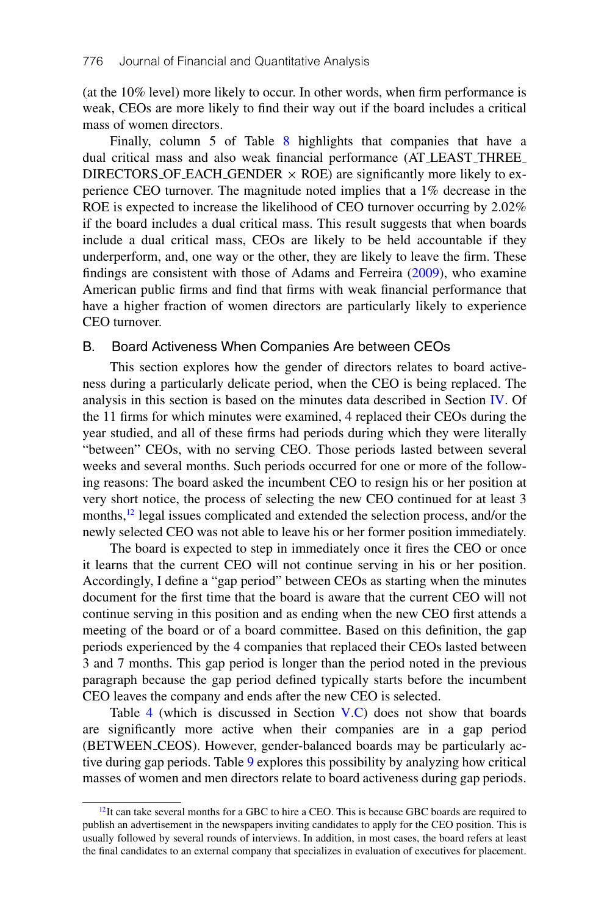(at the 10% level) more likely to occur. In other words, when firm performance is weak, CEOs are more likely to find their way out if the board includes a critical mass of women directors.

Finally, column 5 of Table 8 highlights that companies that have a dual critical mass and also weak financial performance (AT_LEAST_THREE_DIRECTORS_OF_EACH_GENDER × ROE) are significantly more likely to experience CEO turnover. The magnitude noted implies that a 1% decrease in the ROE is expected to increase the likelihood of CEO turnover occurring by 2.02% if the board includes a dual critical mass. This result suggests that when boards include a dual critical mass, CEOs are likely to be held accountable if they underperform, and, one way or the other, they are likely to leave the firm. These findings are consistent with those of Adams and Ferreira (2009), who examine American public firms and find that firms with weak financial performance that have a higher fraction of women directors are particularly likely to experience CEO turnover.

## B. Board Activeness When Companies Are between CEOs

This section explores how the gender of directors relates to board activeness during a particularly delicate period, when the CEO is being replaced. The analysis in this section is based on the minutes data described in Section IV. Of the 11 firms for which minutes were examined, 4 replaced their CEOs during the year studied, and all of these firms had periods during which they were literally "between" CEOs, with no serving CEO. Those periods lasted between several weeks and several months. Such periods occurred for one or more of the following reasons: The board asked the incumbent CEO to resign his or her position at very short notice, the process of selecting the new CEO continued for at least 3 months,[12] legal issues complicated and extended the selection process, and/or the newly selected CEO was not able to leave his or her former position immediately.

The board is expected to step in immediately once it fires the CEO or once it learns that the current CEO will not continue serving in his or her position. Accordingly, I define a "gap period" between CEOs as starting when the minutes document for the first time that the board is aware that the current CEO will not continue serving in this position and as ending when the new CEO first attends a meeting of the board or of a board committee. Based on this definition, the gap periods experienced by the 4 companies that replaced their CEOs lasted between 3 and 7 months. This gap period is longer than the period noted in the previous paragraph because the gap period defined typically starts before the incumbent CEO leaves the company and ends after the new CEO is selected.

Table 4 (which is discussed in Section V.C) does not show that boards are significantly more active when their companies are in a gap period (BETWEEN_CEOS). However, gender-balanced boards may be particularly active during gap periods. Table 9 explores this possibility by analyzing how critical masses of women and men directors relate to board activeness during gap periods.

[12] It can take several months for a GBC to hire a CEO. This is because GBC boards are required to publish an advertisement in the newspapers inviting candidates to apply for the CEO position. This is usually followed by several rounds of interviews. In addition, in most cases, the board refers at least the final candidates to an external company that specializes in evaluation of executives for placement.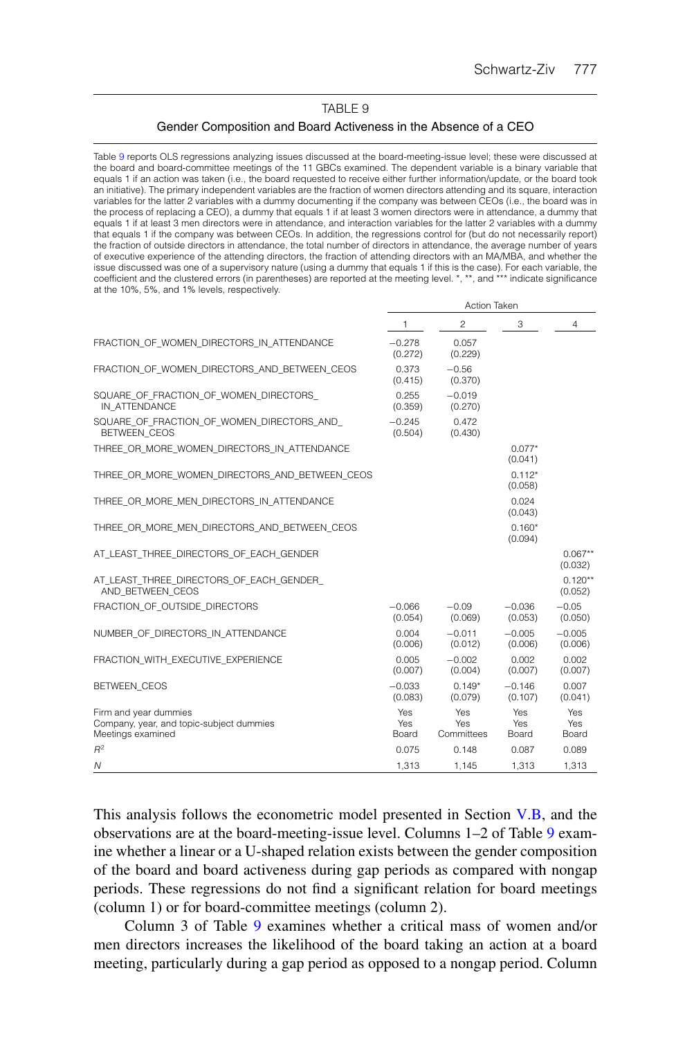TABLE 9

Gender Composition and Board Activeness in the Absence of a CEO

Table 9 reports OLS regressions analyzing issues discussed at the board-meeting-issue level; these were discussed at the board and board-committee meetings of the 11 GBCs examined. The dependent variable is a binary variable that equals 1 if an action was taken (i.e., the board requested to receive either further information/update, or the board took an initiative). The primary independent variables are the fraction of women directors attending and its square, interaction variables for the latter 2 variables with a dummy documenting if the company was between CEOs (i.e., the board was in the process of replacing a CEO), a dummy that equals 1 if at least 3 women directors were in attendance, a dummy that equals 1 if at least 3 men directors were in attendance, and interaction variables for the latter 2 variables with a dummy that equals 1 if the company was between CEOs. In addition, the regressions control for (but do not necessarily report) the fraction of outside directors in attendance, the total number of directors in attendance, the average number of years of executive experience of the attending directors, the fraction of attending directors with an MA/MBA, and whether the issue discussed was one of a supervisory nature (using a dummy that equals 1 if this is the case). For each variable, the coefficient and the clustered errors (in parentheses) are reported at the meeting level. *, **, and *** indicate significance at the 10%, 5%, and 1% levels, respectively.

| | Action Taken | | | |
|---|---|---|---|---|
| | 1 | 2 | 3 | 4 |
| FRACTION_OF_WOMEN_DIRECTORS_IN_ATTENDANCE | −0.278 (0.272) | 0.057 (0.229) | | |
| FRACTION_OF_WOMEN_DIRECTORS_AND_BETWEEN_CEOS | 0.373 (0.415) | −0.56 (0.370) | | |
| SQUARE_OF_FRACTION_OF_WOMEN_DIRECTORS_IN_ATTENDANCE | 0.255 (0.359) | −0.019 (0.270) | | |
| SQUARE_OF_FRACTION_OF_WOMEN_DIRECTORS_AND_BETWEEN_CEOS | −0.245 (0.504) | 0.472 (0.430) | | |
| THREE_OR_MORE_WOMEN_DIRECTORS_IN_ATTENDANCE | | | 0.077* (0.041) | |
| THREE_OR_MORE_WOMEN_DIRECTORS_AND_BETWEEN_CEOS | | | 0.112* (0.058) | |
| THREE_OR_MORE_MEN_DIRECTORS_IN_ATTENDANCE | | | 0.024 (0.043) | |
| THREE_OR_MORE_MEN_DIRECTORS_AND_BETWEEN_CEOS | | | 0.160* (0.094) | |
| AT_LEAST_THREE_DIRECTORS_OF_EACH_GENDER | | | | 0.067** (0.032) |
| AT_LEAST_THREE_DIRECTORS_OF_EACH_GENDER_AND_BETWEEN_CEOS | | | | 0.120** (0.052) |
| FRACTION_OF_OUTSIDE_DIRECTORS | −0.066 (0.054) | −0.09 (0.069) | −0.036 (0.053) | −0.05 (0.050) |
| NUMBER_OF_DIRECTORS_IN_ATTENDANCE | 0.004 (0.006) | −0.011 (0.012) | −0.005 (0.006) | −0.005 (0.006) |
| FRACTION_WITH_EXECUTIVE_EXPERIENCE | 0.005 (0.007) | −0.002 (0.004) | 0.002 (0.007) | 0.002 (0.007) |
| BETWEEN_CEOS | −0.033 (0.083) | 0.149* (0.079) | −0.146 (0.107) | 0.007 (0.041) |
| Firm and year dummies | Yes | Yes | Yes | Yes |
| Company, year, and topic-subject dummies | Yes | Yes | Yes | Yes |
| Meetings examined | Board | Committees | Board | Board |
| $R^2$ | 0.075 | 0.148 | 0.087 | 0.089 |
| $N$ | 1,313 | 1,145 | 1,313 | 1,313 |

This analysis follows the econometric model presented in Section V.B, and the observations are at the board-meeting-issue level. Columns 1–2 of Table 9 examine whether a linear or a U-shaped relation exists between the gender composition of the board and board activeness during gap periods as compared with nongap periods. These regressions do not find a significant relation for board meetings (column 1) or for board-committee meetings (column 2).

Column 3 of Table 9 examines whether a critical mass of women and/or men directors increases the likelihood of the board taking an action at a board meeting, particularly during a gap period as opposed to a nongap period. Column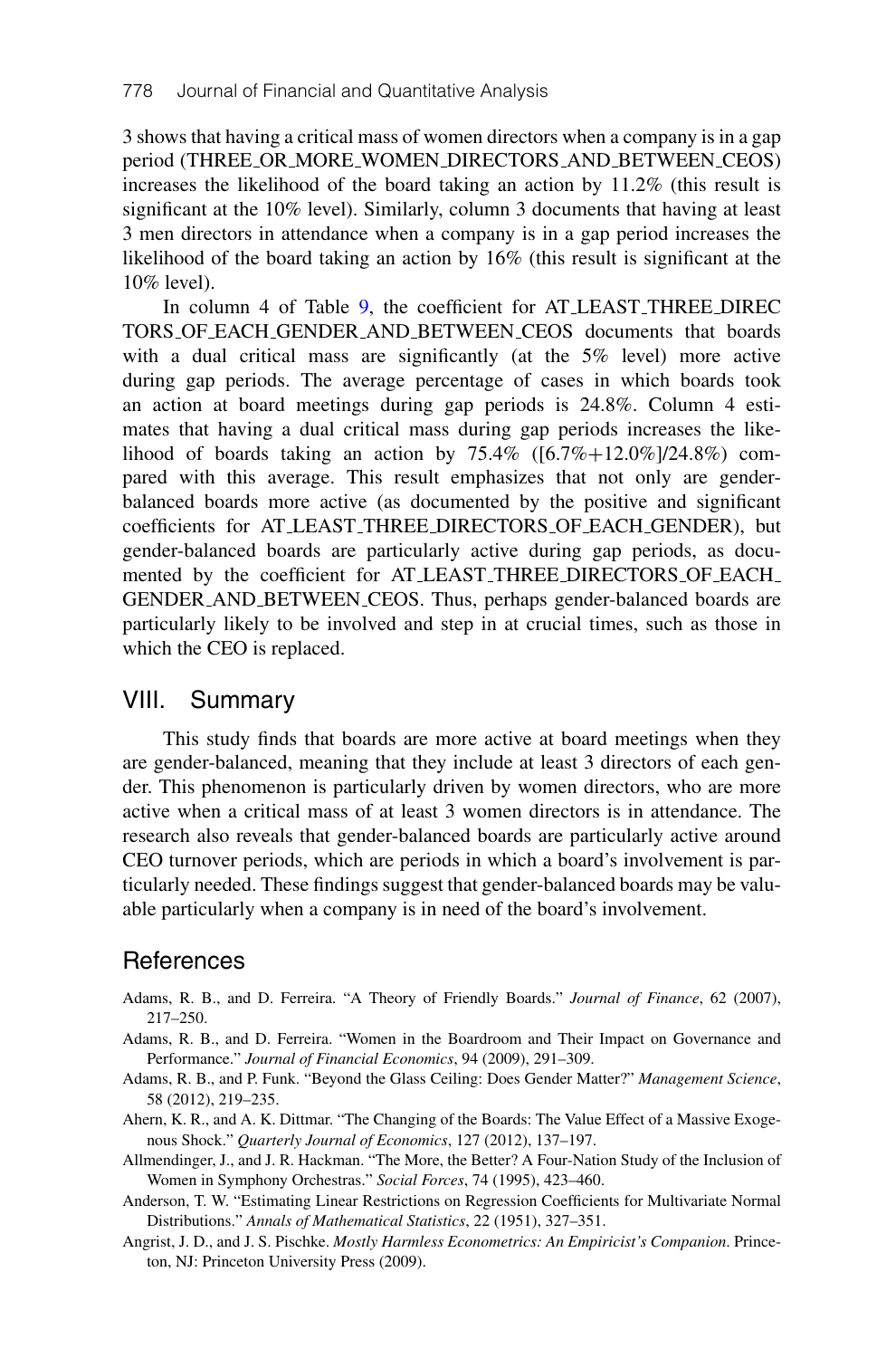3 shows that having a critical mass of women directors when a company is in a gap period (THREE_OR_MORE_WOMEN_DIRECTORS_AND_BETWEEN_CEOS) increases the likelihood of the board taking an action by 11.2% (this result is significant at the 10% level). Similarly, column 3 documents that having at least 3 men directors in attendance when a company is in a gap period increases the likelihood of the board taking an action by 16% (this result is significant at the 10% level).

In column 4 of Table 9, the coefficient for AT_LEAST_THREE_DIRECTORS_OF_EACH_GENDER_AND_BETWEEN_CEOS documents that boards with a dual critical mass are significantly (at the 5% level) more active during gap periods. The average percentage of cases in which boards took an action at board meetings during gap periods is 24.8%. Column 4 estimates that having a dual critical mass during gap periods increases the likelihood of boards taking an action by 75.4% ([6.7%+12.0%]/24.8%) compared with this average. This result emphasizes that not only are gender-balanced boards more active (as documented by the positive and significant coefficients for AT_LEAST_THREE_DIRECTORS_OF_EACH_GENDER), but gender-balanced boards are particularly active during gap periods, as documented by the coefficient for AT_LEAST_THREE_DIRECTORS_OF_EACH_GENDER_AND_BETWEEN_CEOS. Thus, perhaps gender-balanced boards are particularly likely to be involved and step in at crucial times, such as those in which the CEO is replaced.

## VIII. Summary

This study finds that boards are more active at board meetings when they are gender-balanced, meaning that they include at least 3 directors of each gender. This phenomenon is particularly driven by women directors, who are more active when a critical mass of at least 3 women directors is in attendance. The research also reveals that gender-balanced boards are particularly active around CEO turnover periods, which are periods in which a board's involvement is particularly needed. These findings suggest that gender-balanced boards may be valuable particularly when a company is in need of the board's involvement.

## References

Adams, R. B., and D. Ferreira. "A Theory of Friendly Boards." *Journal of Finance*, 62 (2007), 217–250.

Adams, R. B., and D. Ferreira. "Women in the Boardroom and Their Impact on Governance and Performance." *Journal of Financial Economics*, 94 (2009), 291–309.

Adams, R. B., and P. Funk. "Beyond the Glass Ceiling: Does Gender Matter?" *Management Science*, 58 (2012), 219–235.

Ahern, K. R., and A. K. Dittmar. "The Changing of the Boards: The Value Effect of a Massive Exogenous Shock." *Quarterly Journal of Economics*, 127 (2012), 137–197.

Allmendinger, J., and J. R. Hackman. "The More, the Better? A Four-Nation Study of the Inclusion of Women in Symphony Orchestras." *Social Forces*, 74 (1995), 423–460.

Anderson, T. W. "Estimating Linear Restrictions on Regression Coefficients for Multivariate Normal Distributions." *Annals of Mathematical Statistics*, 22 (1951), 327–351.

Angrist, J. D., and J. S. Pischke. *Mostly Harmless Econometrics: An Empiricist's Companion*. Princeton, NJ: Princeton University Press (2009).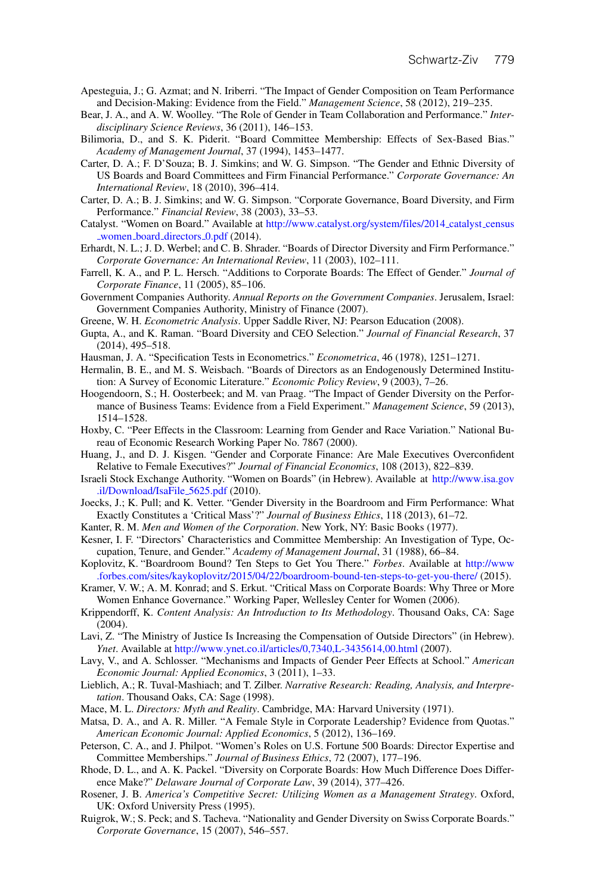Apesteguia, J.; G. Azmat; and N. Iriberri. "The Impact of Gender Composition on Team Performance and Decision-Making: Evidence from the Field." *Management Science*, 58 (2012), 219–235.

Bear, J. A., and A. W. Woolley. "The Role of Gender in Team Collaboration and Performance." *Interdisciplinary Science Reviews*, 36 (2011), 146–153.

Bilimoria, D., and S. K. Piderit. "Board Committee Membership: Effects of Sex-Based Bias." *Academy of Management Journal*, 37 (1994), 1453–1477.

Carter, D. A.; F. D'Souza; B. J. Simkins; and W. G. Simpson. "The Gender and Ethnic Diversity of US Boards and Board Committees and Firm Financial Performance." *Corporate Governance: An International Review*, 18 (2010), 396–414.

Carter, D. A.; B. J. Simkins; and W. G. Simpson. "Corporate Governance, Board Diversity, and Firm Performance." *Financial Review*, 38 (2003), 33–53.

Catalyst. "Women on Board." Available at http://www.catalyst.org/system/files/2014_catalyst_census_women_board_directors_0.pdf (2014).

Erhardt, N. L.; J. D. Werbel; and C. B. Shrader. "Boards of Director Diversity and Firm Performance." *Corporate Governance: An International Review*, 11 (2003), 102–111.

Farrell, K. A., and P. L. Hersch. "Additions to Corporate Boards: The Effect of Gender." *Journal of Corporate Finance*, 11 (2005), 85–106.

Government Companies Authority. *Annual Reports on the Government Companies*. Jerusalem, Israel: Government Companies Authority, Ministry of Finance (2007).

Greene, W. H. *Econometric Analysis*. Upper Saddle River, NJ: Pearson Education (2008).

Gupta, A., and K. Raman. "Board Diversity and CEO Selection." *Journal of Financial Research*, 37 (2014), 495–518.

Hausman, J. A. "Specification Tests in Econometrics." *Econometrica*, 46 (1978), 1251–1271.

Hermalin, B. E., and M. S. Weisbach. "Boards of Directors as an Endogenously Determined Institution: A Survey of Economic Literature." *Economic Policy Review*, 9 (2003), 7–26.

Hoogendoorn, S.; H. Oosterbeek; and M. van Praag. "The Impact of Gender Diversity on the Performance of Business Teams: Evidence from a Field Experiment." *Management Science*, 59 (2013), 1514–1528.

Hoxby, C. "Peer Effects in the Classroom: Learning from Gender and Race Variation." National Bureau of Economic Research Working Paper No. 7867 (2000).

Huang, J., and D. J. Kisgen. "Gender and Corporate Finance: Are Male Executives Overconfident Relative to Female Executives?" *Journal of Financial Economics*, 108 (2013), 822–839.

Israeli Stock Exchange Authority. "Women on Boards" (in Hebrew). Available at http://www.isa.gov.il/Download/IsaFile_5625.pdf (2010).

Joecks, J.; K. Pull; and K. Vetter. "Gender Diversity in the Boardroom and Firm Performance: What Exactly Constitutes a 'Critical Mass'?" *Journal of Business Ethics*, 118 (2013), 61–72.

Kanter, R. M. *Men and Women of the Corporation*. New York, NY: Basic Books (1977).

Kesner, I. F. "Directors' Characteristics and Committee Membership: An Investigation of Type, Occupation, Tenure, and Gender." *Academy of Management Journal*, 31 (1988), 66–84.

Koplovitz, K. "Boardroom Bound? Ten Steps to Get You There." *Forbes*. Available at http://www.forbes.com/sites/kaykoplovitz/2015/04/22/boardroom-bound-ten-steps-to-get-you-there/ (2015).

Kramer, V. W.; A. M. Konrad; and S. Erkut. "Critical Mass on Corporate Boards: Why Three or More Women Enhance Governance." Working Paper, Wellesley Center for Women (2006).

Krippendorff, K. *Content Analysis: An Introduction to Its Methodology*. Thousand Oaks, CA: Sage (2004).

Lavi, Z. "The Ministry of Justice Is Increasing the Compensation of Outside Directors" (in Hebrew). *Ynet*. Available at http://www.ynet.co.il/articles/0,7340,L-3435614,00.html (2007).

Lavy, V., and A. Schlosser. "Mechanisms and Impacts of Gender Peer Effects at School." *American Economic Journal: Applied Economics*, 3 (2011), 1–33.

Lieblich, A.; R. Tuval-Mashiach; and T. Zilber. *Narrative Research: Reading, Analysis, and Interpretation*. Thousand Oaks, CA: Sage (1998).

Mace, M. L. *Directors: Myth and Reality*. Cambridge, MA: Harvard University (1971).

Matsa, D. A., and A. R. Miller. "A Female Style in Corporate Leadership? Evidence from Quotas." *American Economic Journal: Applied Economics*, 5 (2012), 136–169.

Peterson, C. A., and J. Philpot. "Women's Roles on U.S. Fortune 500 Boards: Director Expertise and Committee Memberships." *Journal of Business Ethics*, 72 (2007), 177–196.

Rhode, D. L., and A. K. Packel. "Diversity on Corporate Boards: How Much Difference Does Difference Make?" *Delaware Journal of Corporate Law*, 39 (2014), 377–426.

Rosener, J. B. *America's Competitive Secret: Utilizing Women as a Management Strategy*. Oxford, UK: Oxford University Press (1995).

Ruigrok, W.; S. Peck; and S. Tacheva. "Nationality and Gender Diversity on Swiss Corporate Boards." *Corporate Governance*, 15 (2007), 546–557.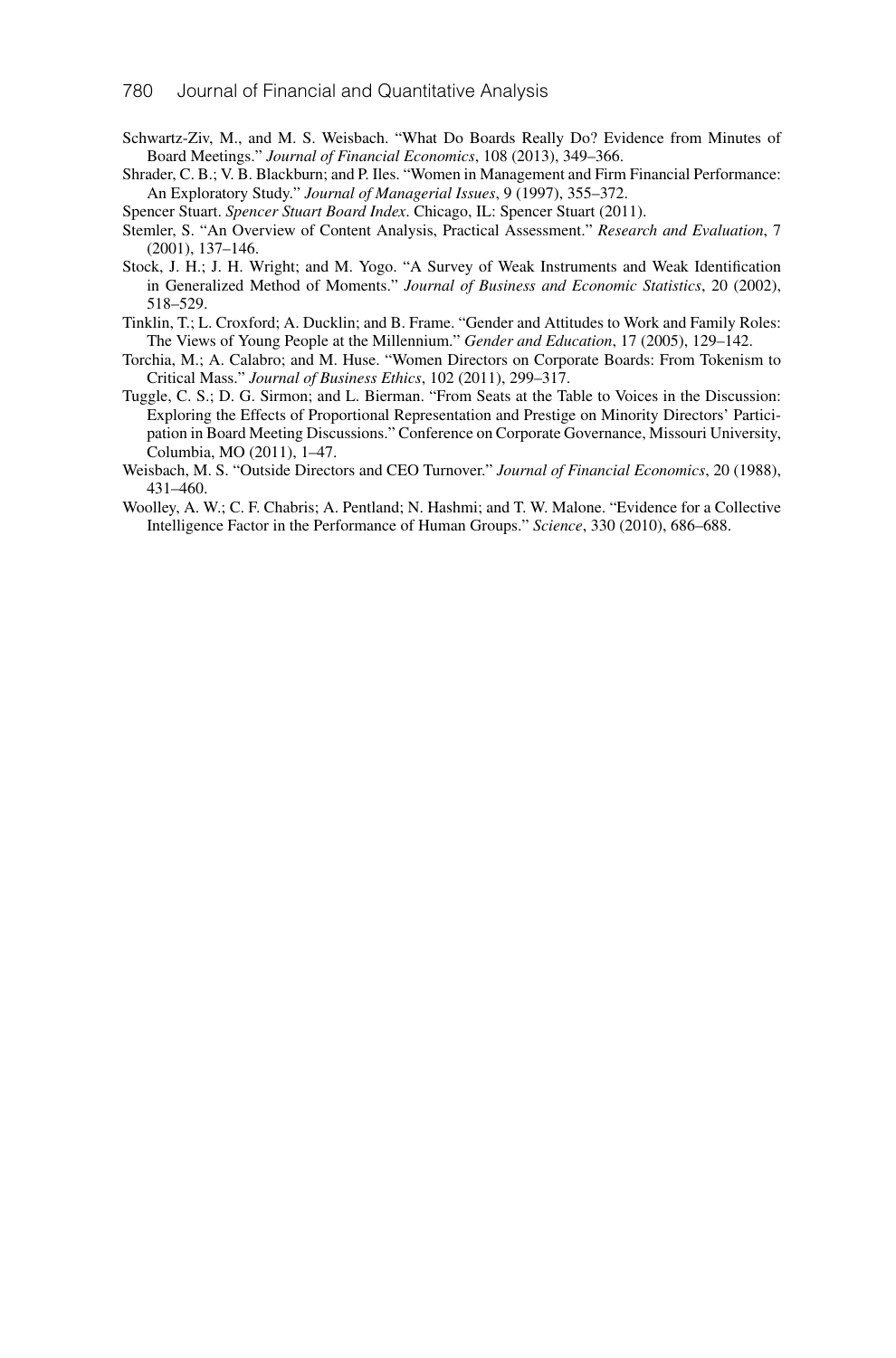Schwartz-Ziv, M., and M. S. Weisbach. "What Do Boards Really Do? Evidence from Minutes of Board Meetings." *Journal of Financial Economics*, 108 (2013), 349–366.

Shrader, C. B.; V. B. Blackburn; and P. Iles. "Women in Management and Firm Financial Performance: An Exploratory Study." *Journal of Managerial Issues*, 9 (1997), 355–372.

Spencer Stuart. *Spencer Stuart Board Index*. Chicago, IL: Spencer Stuart (2011).

Stemler, S. "An Overview of Content Analysis, Practical Assessment." *Research and Evaluation*, 7 (2001), 137–146.

Stock, J. H.; J. H. Wright; and M. Yogo. "A Survey of Weak Instruments and Weak Identification in Generalized Method of Moments." *Journal of Business and Economic Statistics*, 20 (2002), 518–529.

Tinklin, T.; L. Croxford; A. Ducklin; and B. Frame. "Gender and Attitudes to Work and Family Roles: The Views of Young People at the Millennium." *Gender and Education*, 17 (2005), 129–142.

Torchia, M.; A. Calabro; and M. Huse. "Women Directors on Corporate Boards: From Tokenism to Critical Mass." *Journal of Business Ethics*, 102 (2011), 299–317.

Tuggle, C. S.; D. G. Sirmon; and L. Bierman. "From Seats at the Table to Voices in the Discussion: Exploring the Effects of Proportional Representation and Prestige on Minority Directors' Participation in Board Meeting Discussions." Conference on Corporate Governance, Missouri University, Columbia, MO (2011), 1–47.

Weisbach, M. S. "Outside Directors and CEO Turnover." *Journal of Financial Economics*, 20 (1988), 431–460.

Woolley, A. W.; C. F. Chabris; A. Pentland; N. Hashmi; and T. W. Malone. "Evidence for a Collective Intelligence Factor in the Performance of Human Groups." *Science*, 330 (2010), 686–688.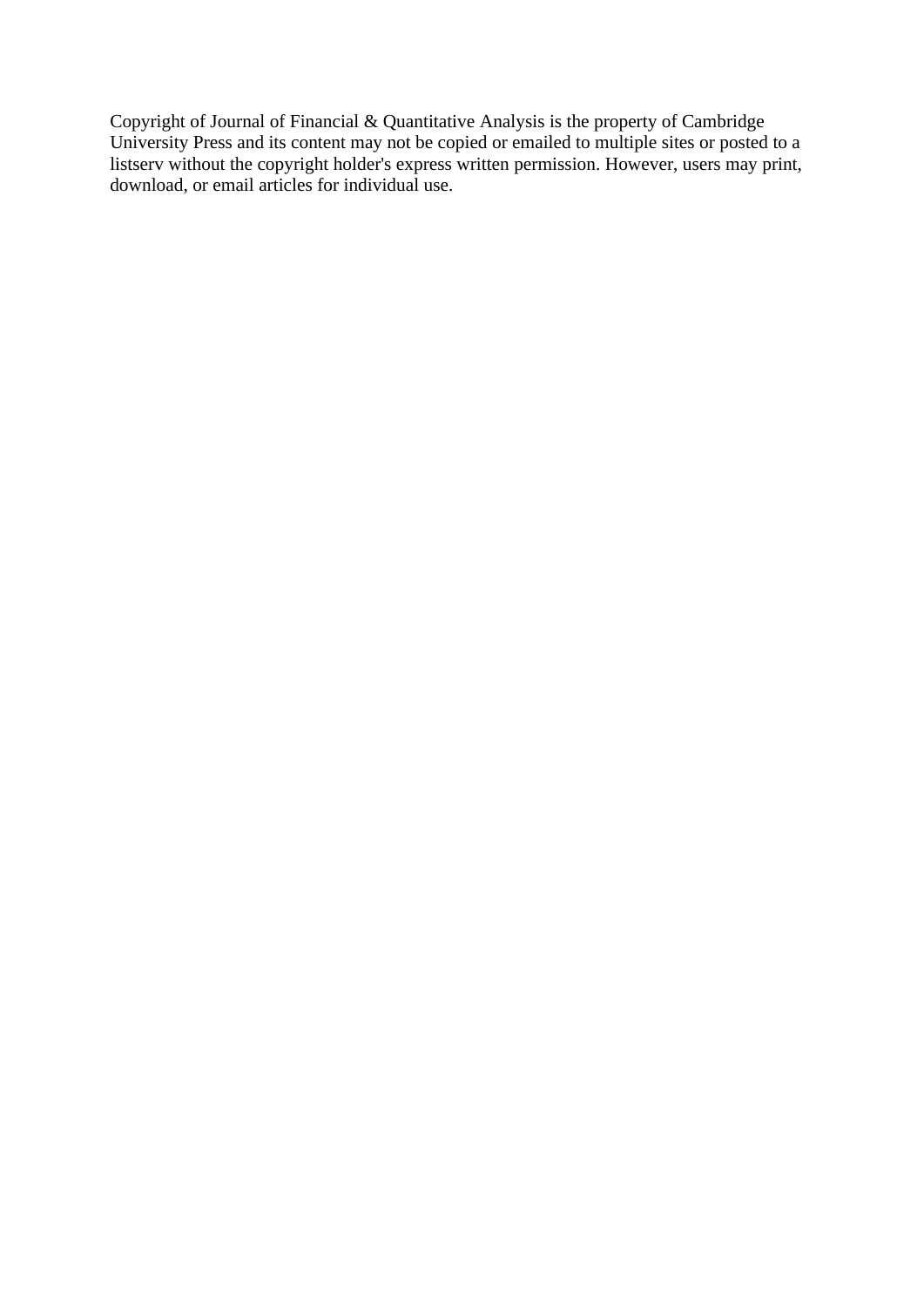Copyright of Journal of Financial & Quantitative Analysis is the property of Cambridge University Press and its content may not be copied or emailed to multiple sites or posted to a listserv without the copyright holder's express written permission. However, users may print, download, or email articles for individual use.